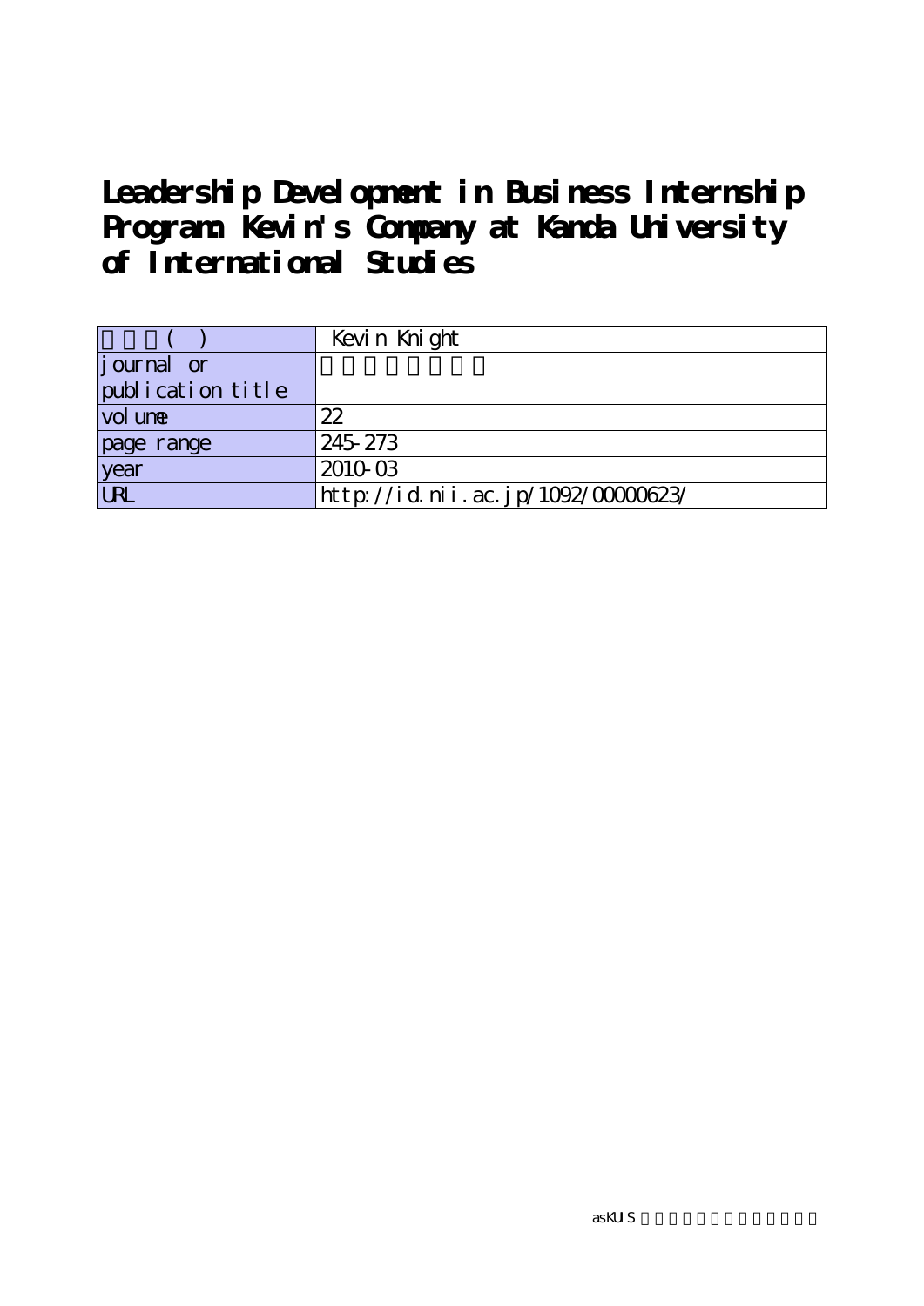# Leadership Development in Business Internship Program: Kevin's Company at Kanda University of International Studies

| 著者名(英) | Kevin Knight |
| --- | --- |
| journal or publication title | 神田外語大学紀要 |
| volume | 22 |
| page range | 245-273 |
| year | 2010-03 |
| URL | http://id.nii.ac.jp/1092/00000623/ |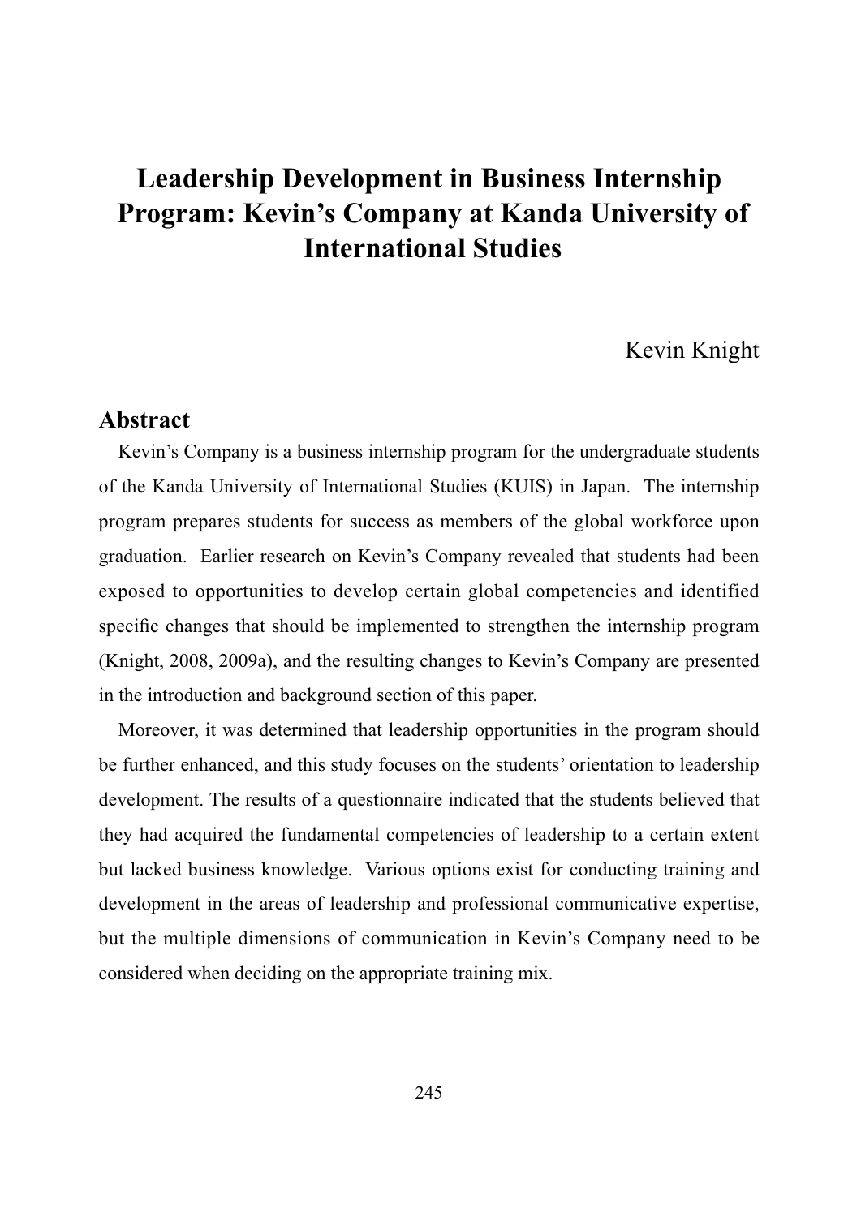# Leadership Development in Business Internship Program: Kevin's Company at Kanda University of International Studies

Kevin Knight

## Abstract

Kevin's Company is a business internship program for the undergraduate students of the Kanda University of International Studies (KUIS) in Japan. The internship program prepares students for success as members of the global workforce upon graduation. Earlier research on Kevin's Company revealed that students had been exposed to opportunities to develop certain global competencies and identified specific changes that should be implemented to strengthen the internship program (Knight, 2008, 2009a), and the resulting changes to Kevin's Company are presented in the introduction and background section of this paper.

Moreover, it was determined that leadership opportunities in the program should be further enhanced, and this study focuses on the students' orientation to leadership development. The results of a questionnaire indicated that the students believed that they had acquired the fundamental competencies of leadership to a certain extent but lacked business knowledge. Various options exist for conducting training and development in the areas of leadership and professional communicative expertise, but the multiple dimensions of communication in Kevin's Company need to be considered when deciding on the appropriate training mix.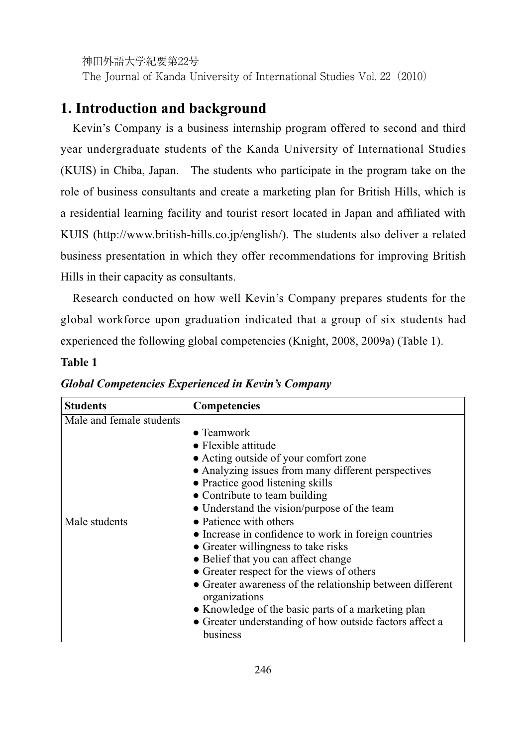## 1. Introduction and background

Kevin's Company is a business internship program offered to second and third year undergraduate students of the Kanda University of International Studies (KUIS) in Chiba, Japan. The students who participate in the program take on the role of business consultants and create a marketing plan for British Hills, which is a residential learning facility and tourist resort located in Japan and affiliated with KUIS (http://www.british-hills.co.jp/english/). The students also deliver a related business presentation in which they offer recommendations for improving British Hills in their capacity as consultants.

Research conducted on how well Kevin's Company prepares students for the global workforce upon graduation indicated that a group of six students had experienced the following global competencies (Knight, 2008, 2009a) (Table 1).

**Table 1**

***Global Competencies Experienced in Kevin's Company***

| Students | Competencies |
|---|---|
| Male and female students | ● Teamwork<br>● Flexible attitude<br>● Acting outside of your comfort zone<br>● Analyzing issues from many different perspectives<br>● Practice good listening skills<br>● Contribute to team building<br>● Understand the vision/purpose of the team |
| Male students | ● Patience with others<br>● Increase in confidence to work in foreign countries<br>● Greater willingness to take risks<br>● Belief that you can affect change<br>● Greater respect for the views of others<br>● Greater awareness of the relationship between different organizations<br>● Knowledge of the basic parts of a marketing plan<br>● Greater understanding of how outside factors affect a business |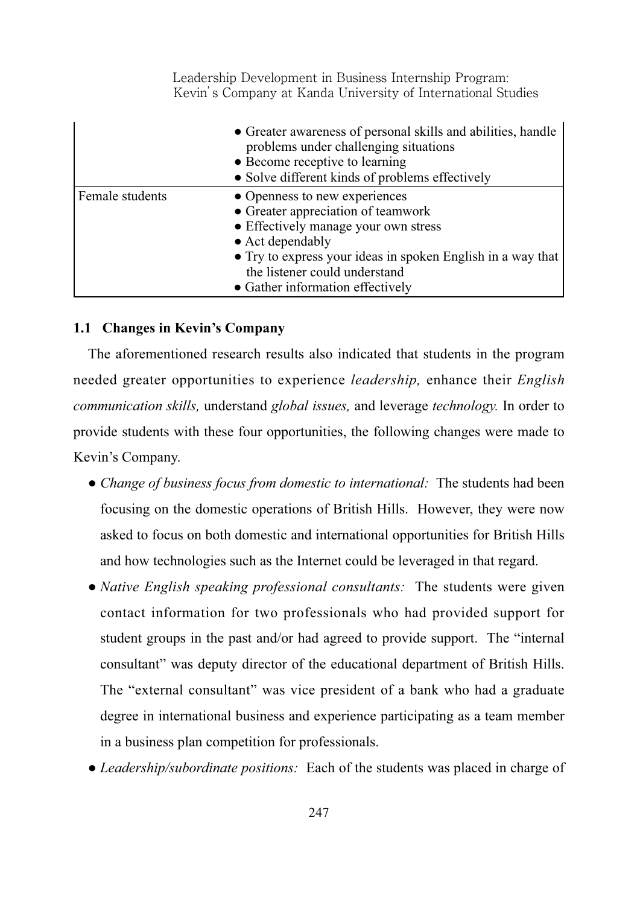| | |
|---|---|
| | • Greater awareness of personal skills and abilities, handle problems under challenging situations<br>• Become receptive to learning<br>• Solve different kinds of problems effectively |
| Female students | • Openness to new experiences<br>• Greater appreciation of teamwork<br>• Effectively manage your own stress<br>• Act dependably<br>• Try to express your ideas in spoken English in a way that the listener could understand<br>• Gather information effectively |

### 1.1 Changes in Kevin's Company

The aforementioned research results also indicated that students in the program needed greater opportunities to experience *leadership,* enhance their *English communication skills,* understand *global issues,* and leverage *technology.* In order to provide students with these four opportunities, the following changes were made to Kevin's Company.

- *Change of business focus from domestic to international:* The students had been focusing on the domestic operations of British Hills. However, they were now asked to focus on both domestic and international opportunities for British Hills and how technologies such as the Internet could be leveraged in that regard.
- *Native English speaking professional consultants:* The students were given contact information for two professionals who had provided support for student groups in the past and/or had agreed to provide support. The "internal consultant" was deputy director of the educational department of British Hills. The "external consultant" was vice president of a bank who had a graduate degree in international business and experience participating as a team member in a business plan competition for professionals.
- *Leadership/subordinate positions:* Each of the students was placed in charge of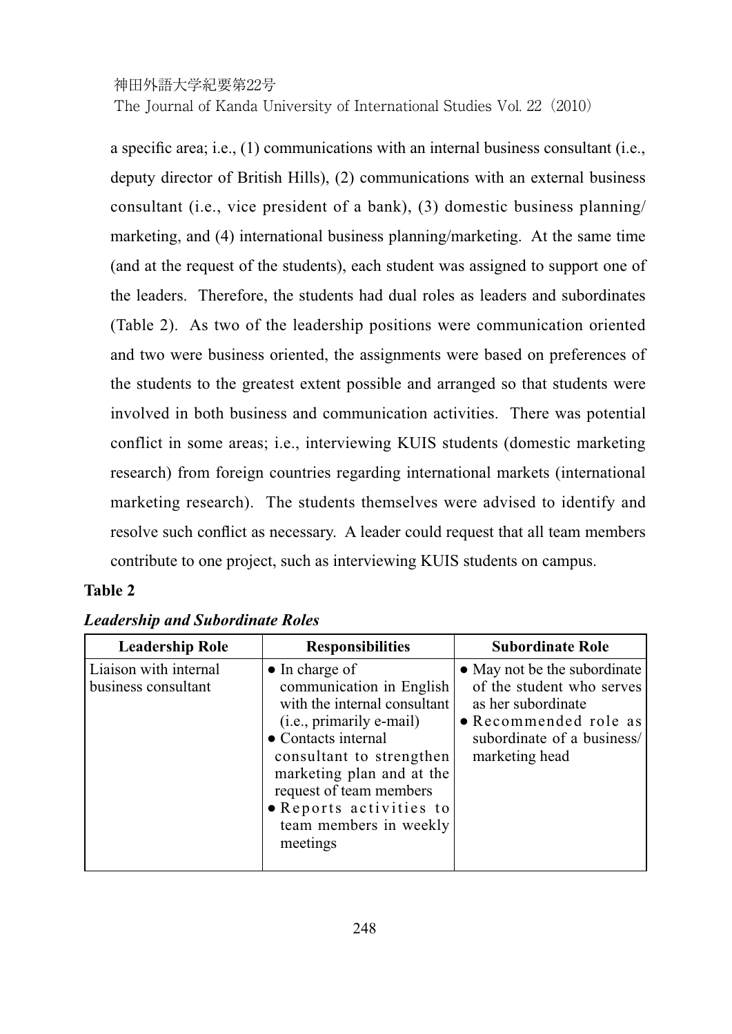a specific area; i.e., (1) communications with an internal business consultant (i.e., deputy director of British Hills), (2) communications with an external business consultant (i.e., vice president of a bank), (3) domestic business planning/marketing, and (4) international business planning/marketing. At the same time (and at the request of the students), each student was assigned to support one of the leaders. Therefore, the students had dual roles as leaders and subordinates (Table 2). As two of the leadership positions were communication oriented and two were business oriented, the assignments were based on preferences of the students to the greatest extent possible and arranged so that students were involved in both business and communication activities. There was potential conflict in some areas; i.e., interviewing KUIS students (domestic marketing research) from foreign countries regarding international markets (international marketing research). The students themselves were advised to identify and resolve such conflict as necessary. A leader could request that all team members contribute to one project, such as interviewing KUIS students on campus.

**Table 2**

***Leadership and Subordinate Roles***

| Leadership Role | Responsibilities | Subordinate Role |
|---|---|---|
| Liaison with internal business consultant | ● In charge of communication in English with the internal consultant (i.e., primarily e-mail)<br>● Contacts internal consultant to strengthen marketing plan and at the request of team members<br>● Reports activities to team members in weekly meetings | ● May not be the subordinate of the student who serves as her subordinate<br>● Recommended role as subordinate of a business/marketing head |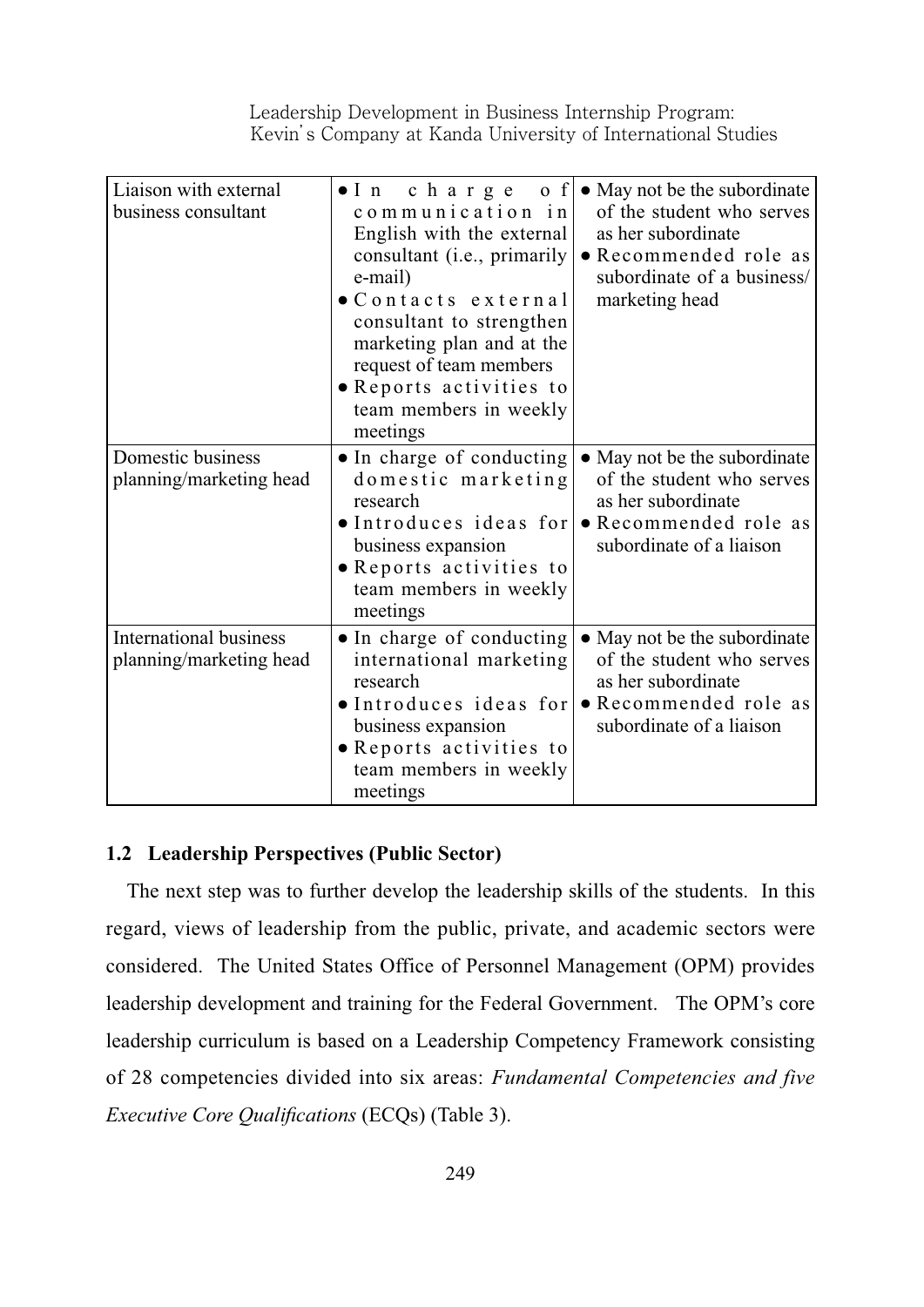| Liaison with external business consultant | • In charge of communication in English with the external consultant (i.e., primarily e-mail)<br>• Contacts external consultant to strengthen marketing plan and at the request of team members<br>• Reports activities to team members in weekly meetings | • May not be the subordinate of the student who serves as her subordinate<br>• Recommended role as subordinate of a business/marketing head |
|---|---|---|
| Domestic business planning/marketing head | • In charge of conducting domestic marketing research<br>• Introduces ideas for business expansion<br>• Reports activities to team members in weekly meetings | • May not be the subordinate of the student who serves as her subordinate<br>• Recommended role as subordinate of a liaison |
| International business planning/marketing head | • In charge of conducting international marketing research<br>• Introduces ideas for business expansion<br>• Reports activities to team members in weekly meetings | • May not be the subordinate of the student who serves as her subordinate<br>• Recommended role as subordinate of a liaison |

### 1.2 Leadership Perspectives (Public Sector)

The next step was to further develop the leadership skills of the students. In this regard, views of leadership from the public, private, and academic sectors were considered. The United States Office of Personnel Management (OPM) provides leadership development and training for the Federal Government. The OPM's core leadership curriculum is based on a Leadership Competency Framework consisting of 28 competencies divided into six areas: *Fundamental Competencies and five Executive Core Qualifications* (ECQs) (Table 3).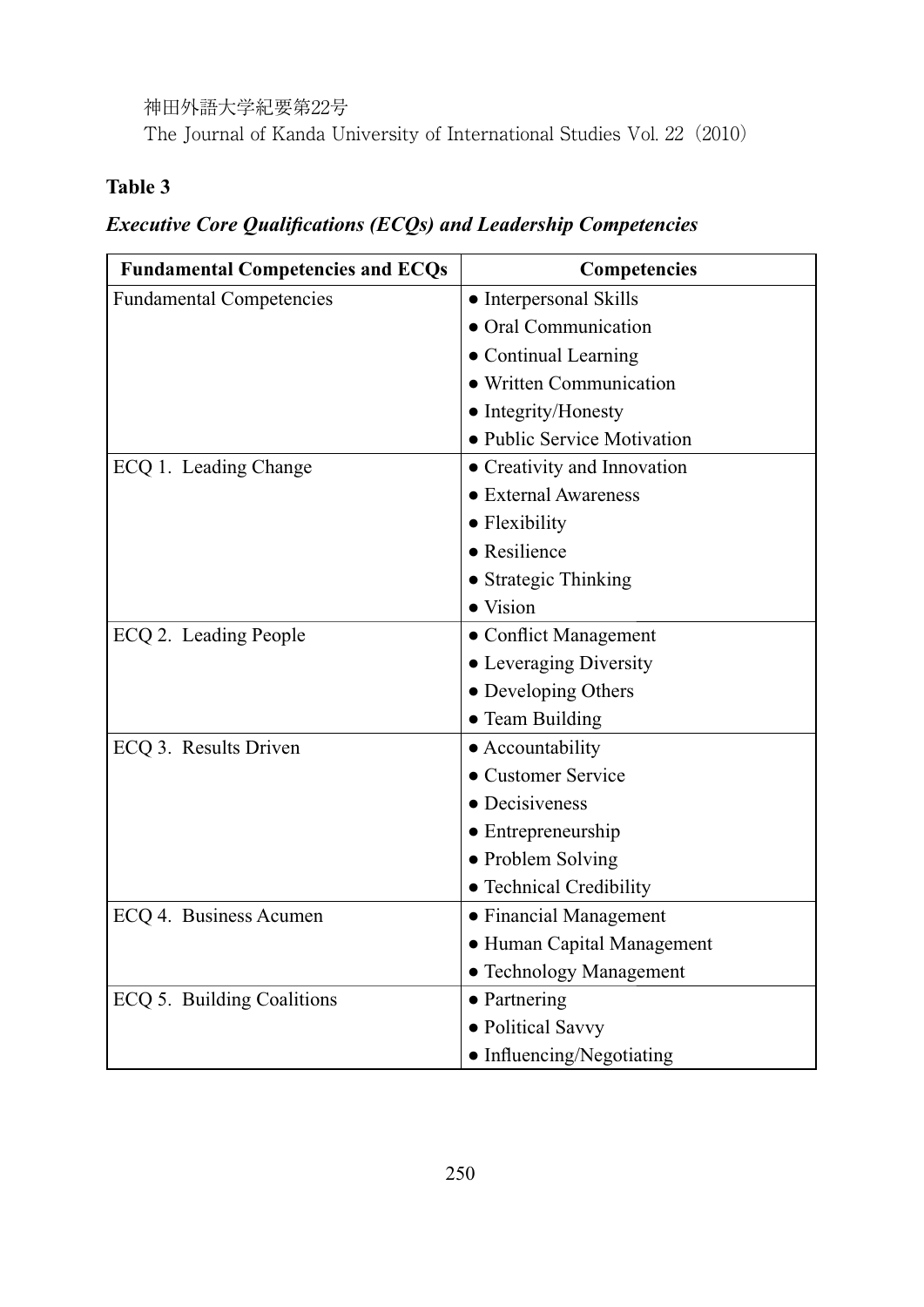**Table 3**

***Executive Core Qualifications (ECQs) and Leadership Competencies***

| Fundamental Competencies and ECQs | Competencies |
|---|---|
| Fundamental Competencies | • Interpersonal Skills |
| | • Oral Communication |
| | • Continual Learning |
| | • Written Communication |
| | • Integrity/Honesty |
| | • Public Service Motivation |
| ECQ 1. Leading Change | • Creativity and Innovation |
| | • External Awareness |
| | • Flexibility |
| | • Resilience |
| | • Strategic Thinking |
| | • Vision |
| ECQ 2. Leading People | • Conflict Management |
| | • Leveraging Diversity |
| | • Developing Others |
| | • Team Building |
| ECQ 3. Results Driven | • Accountability |
| | • Customer Service |
| | • Decisiveness |
| | • Entrepreneurship |
| | • Problem Solving |
| | • Technical Credibility |
| ECQ 4. Business Acumen | • Financial Management |
| | • Human Capital Management |
| | • Technology Management |
| ECQ 5. Building Coalitions | • Partnering |
| | • Political Savvy |
| | • Influencing/Negotiating |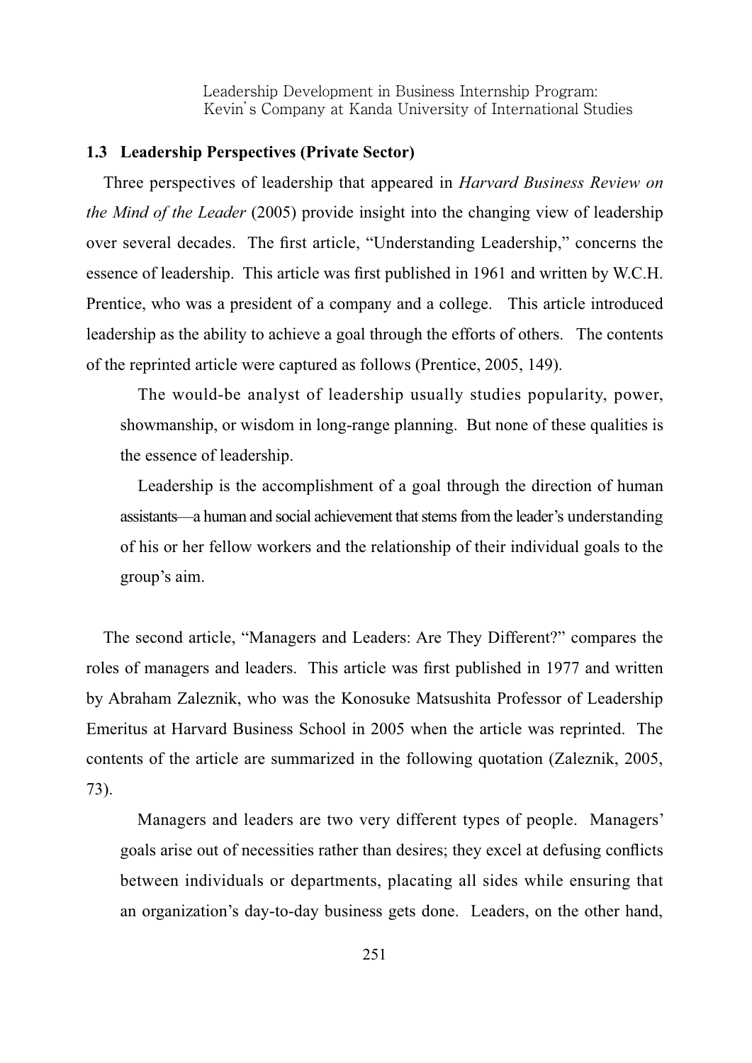### 1.3 Leadership Perspectives (Private Sector)

Three perspectives of leadership that appeared in *Harvard Business Review on the Mind of the Leader* (2005) provide insight into the changing view of leadership over several decades. The first article, "Understanding Leadership," concerns the essence of leadership. This article was first published in 1961 and written by W.C.H. Prentice, who was a president of a company and a college. This article introduced leadership as the ability to achieve a goal through the efforts of others. The contents of the reprinted article were captured as follows (Prentice, 2005, 149).

> The would-be analyst of leadership usually studies popularity, power, showmanship, or wisdom in long-range planning. But none of these qualities is the essence of leadership.
>
> Leadership is the accomplishment of a goal through the direction of human assistants—a human and social achievement that stems from the leader's understanding of his or her fellow workers and the relationship of their individual goals to the group's aim.

The second article, "Managers and Leaders: Are They Different?" compares the roles of managers and leaders. This article was first published in 1977 and written by Abraham Zaleznik, who was the Konosuke Matsushita Professor of Leadership Emeritus at Harvard Business School in 2005 when the article was reprinted. The contents of the article are summarized in the following quotation (Zaleznik, 2005, 73).

> Managers and leaders are two very different types of people. Managers' goals arise out of necessities rather than desires; they excel at defusing conflicts between individuals or departments, placating all sides while ensuring that an organization's day-to-day business gets done. Leaders, on the other hand,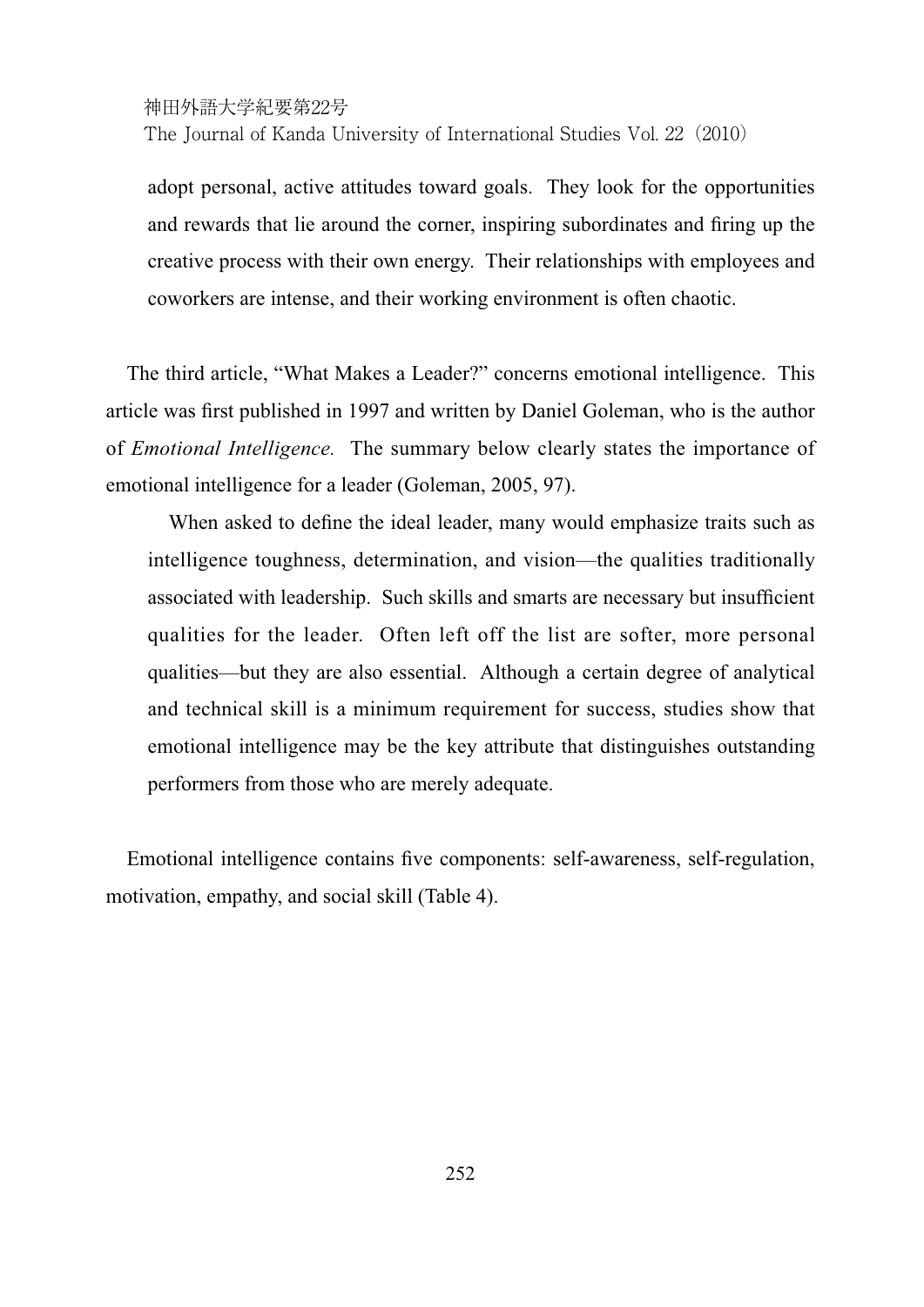adopt personal, active attitudes toward goals. They look for the opportunities and rewards that lie around the corner, inspiring subordinates and firing up the creative process with their own energy. Their relationships with employees and coworkers are intense, and their working environment is often chaotic.

The third article, "What Makes a Leader?" concerns emotional intelligence. This article was first published in 1997 and written by Daniel Goleman, who is the author of *Emotional Intelligence.* The summary below clearly states the importance of emotional intelligence for a leader (Goleman, 2005, 97).

> When asked to define the ideal leader, many would emphasize traits such as intelligence toughness, determination, and vision—the qualities traditionally associated with leadership. Such skills and smarts are necessary but insufficient qualities for the leader. Often left off the list are softer, more personal qualities—but they are also essential. Although a certain degree of analytical and technical skill is a minimum requirement for success, studies show that emotional intelligence may be the key attribute that distinguishes outstanding performers from those who are merely adequate.

Emotional intelligence contains five components: self-awareness, self-regulation, motivation, empathy, and social skill (Table 4).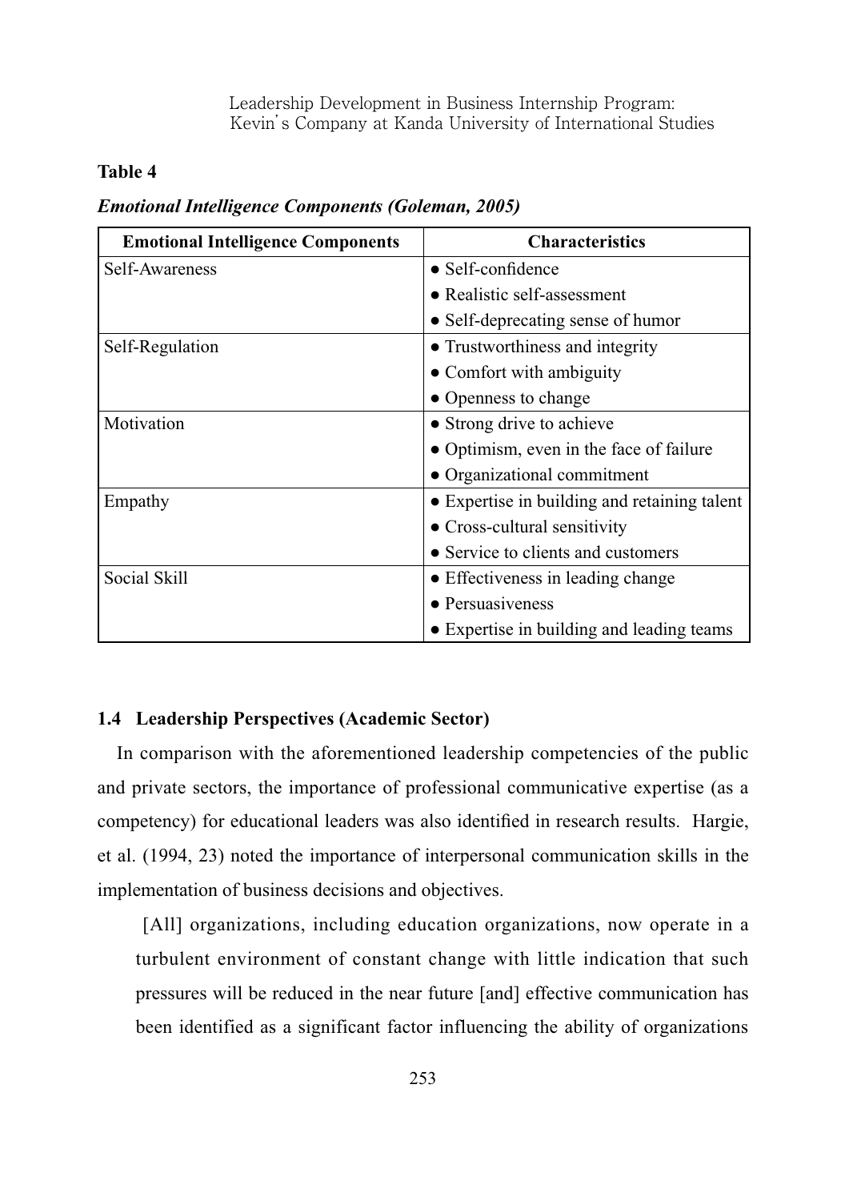**Table 4**

***Emotional Intelligence Components (Goleman, 2005)***

| Emotional Intelligence Components | Characteristics |
|---|---|
| Self-Awareness | • Self-confidence<br>• Realistic self-assessment<br>• Self-deprecating sense of humor |
| Self-Regulation | • Trustworthiness and integrity<br>• Comfort with ambiguity<br>• Openness to change |
| Motivation | • Strong drive to achieve<br>• Optimism, even in the face of failure<br>• Organizational commitment |
| Empathy | • Expertise in building and retaining talent<br>• Cross-cultural sensitivity<br>• Service to clients and customers |
| Social Skill | • Effectiveness in leading change<br>• Persuasiveness<br>• Expertise in building and leading teams |

### 1.4 Leadership Perspectives (Academic Sector)

In comparison with the aforementioned leadership competencies of the public and private sectors, the importance of professional communicative expertise (as a competency) for educational leaders was also identified in research results. Hargie, et al. (1994, 23) noted the importance of interpersonal communication skills in the implementation of business decisions and objectives.

> [All] organizations, including education organizations, now operate in a turbulent environment of constant change with little indication that such pressures will be reduced in the near future [and] effective communication has been identified as a significant factor influencing the ability of organizations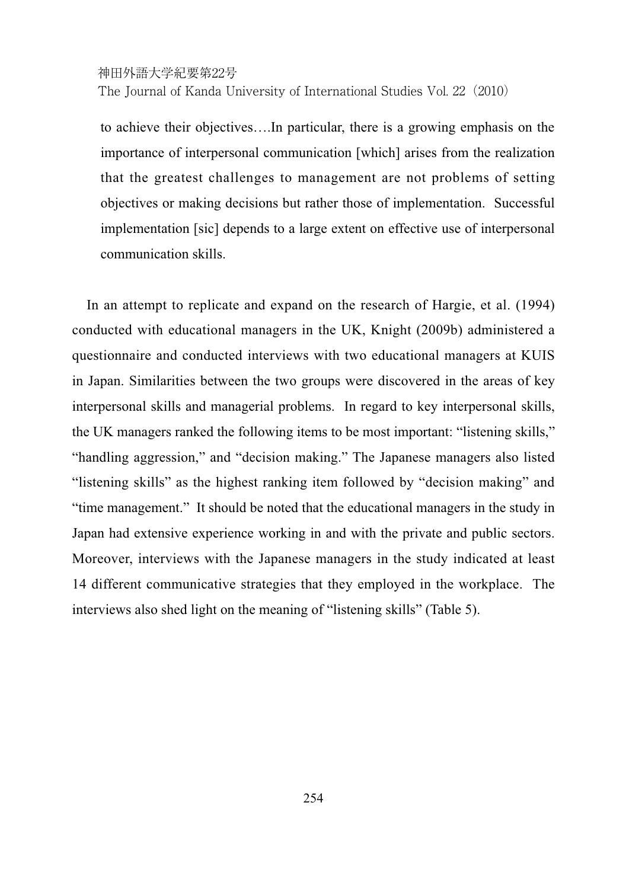> to achieve their objectives….In particular, there is a growing emphasis on the importance of interpersonal communication [which] arises from the realization that the greatest challenges to management are not problems of setting objectives or making decisions but rather those of implementation. Successful implementation [sic] depends to a large extent on effective use of interpersonal communication skills.

In an attempt to replicate and expand on the research of Hargie, et al. (1994) conducted with educational managers in the UK, Knight (2009b) administered a questionnaire and conducted interviews with two educational managers at KUIS in Japan. Similarities between the two groups were discovered in the areas of key interpersonal skills and managerial problems. In regard to key interpersonal skills, the UK managers ranked the following items to be most important: "listening skills," "handling aggression," and "decision making." The Japanese managers also listed "listening skills" as the highest ranking item followed by "decision making" and "time management." It should be noted that the educational managers in the study in Japan had extensive experience working in and with the private and public sectors. Moreover, interviews with the Japanese managers in the study indicated at least 14 different communicative strategies that they employed in the workplace. The interviews also shed light on the meaning of "listening skills" (Table 5).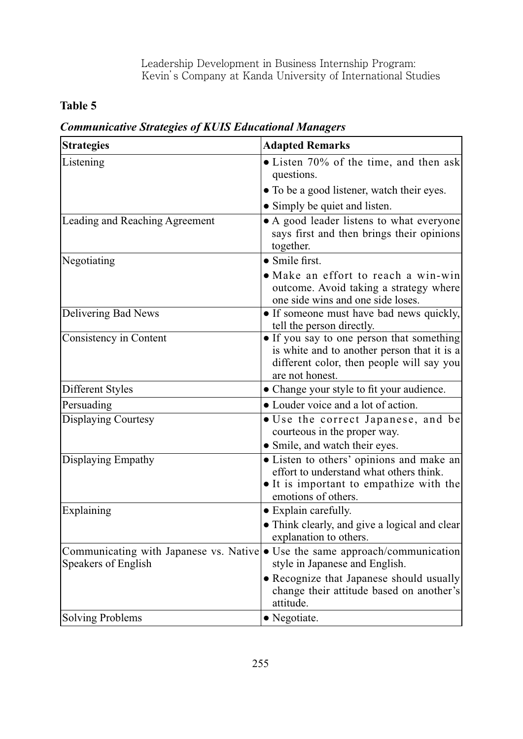**Table 5**

***Communicative Strategies of KUIS Educational Managers***

| Strategies | Adapted Remarks |
|---|---|
| Listening | • Listen 70% of the time, and then ask questions.<br>• To be a good listener, watch their eyes.<br>• Simply be quiet and listen. |
| Leading and Reaching Agreement | • A good leader listens to what everyone says first and then brings their opinions together. |
| Negotiating | • Smile first.<br>• Make an effort to reach a win-win outcome. Avoid taking a strategy where one side wins and one side loses. |
| Delivering Bad News | • If someone must have bad news quickly, tell the person directly. |
| Consistency in Content | • If you say to one person that something is white and to another person that it is a different color, then people will say you are not honest. |
| Different Styles | • Change your style to fit your audience. |
| Persuading | • Louder voice and a lot of action. |
| Displaying Courtesy | • Use the correct Japanese, and be courteous in the proper way.<br>• Smile, and watch their eyes. |
| Displaying Empathy | • Listen to others' opinions and make an effort to understand what others think.<br>• It is important to empathize with the emotions of others. |
| Explaining | • Explain carefully.<br>• Think clearly, and give a logical and clear explanation to others. |
| Communicating with Japanese vs. Native Speakers of English | • Use the same approach/communication style in Japanese and English.<br>• Recognize that Japanese should usually change their attitude based on another's attitude. |
| Solving Problems | • Negotiate. |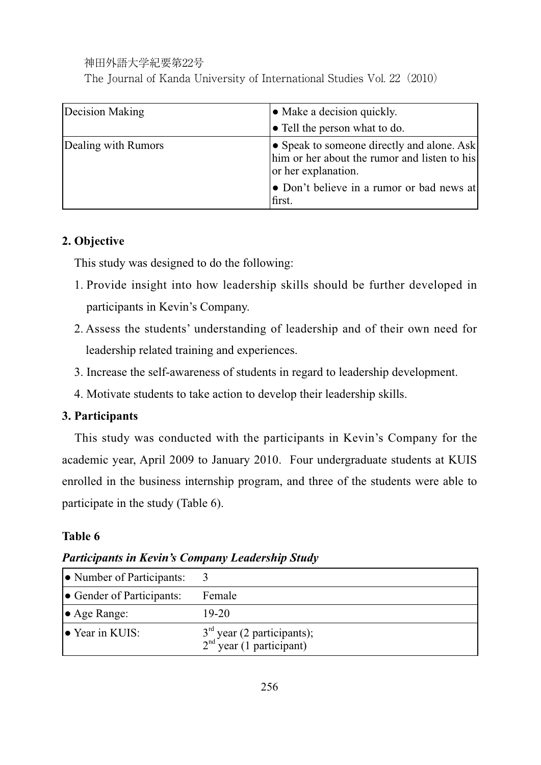| Decision Making | ● Make a decision quickly.<br>● Tell the person what to do. |
|---|---|
| Dealing with Rumors | ● Speak to someone directly and alone. Ask him or her about the rumor and listen to his or her explanation.<br>● Don't believe in a rumor or bad news at first. |

## 2. Objective

This study was designed to do the following:

1. Provide insight into how leadership skills should be further developed in participants in Kevin's Company.
2. Assess the students' understanding of leadership and of their own need for leadership related training and experiences.
3. Increase the self-awareness of students in regard to leadership development.
4. Motivate students to take action to develop their leadership skills.

## 3. Participants

This study was conducted with the participants in Kevin's Company for the academic year, April 2009 to January 2010. Four undergraduate students at KUIS enrolled in the business internship program, and three of the students were able to participate in the study (Table 6).

**Table 6**

***Participants in Kevin's Company Leadership Study***

| ● Number of Participants: | 3 |
|---|---|
| ● Gender of Participants: | Female |
| ● Age Range: | 19-20 |
| ● Year in KUIS: | 3rd year (2 participants);<br>2nd year (1 participant) |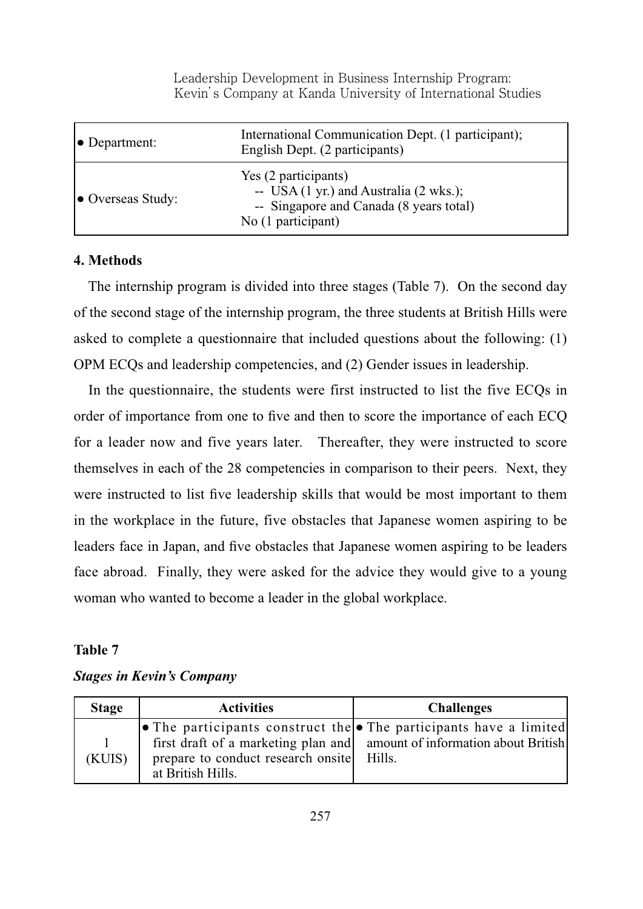| • Department: | International Communication Dept. (1 participant); English Dept. (2 participants) |
|---|---|
| • Overseas Study: | Yes (2 participants)<br>-- USA (1 yr.) and Australia (2 wks.);<br>-- Singapore and Canada (8 years total)<br>No (1 participant) |

**4. Methods**

The internship program is divided into three stages (Table 7). On the second day of the second stage of the internship program, the three students at British Hills were asked to complete a questionnaire that included questions about the following: (1) OPM ECQs and leadership competencies, and (2) Gender issues in leadership.

In the questionnaire, the students were first instructed to list the five ECQs in order of importance from one to five and then to score the importance of each ECQ for a leader now and five years later. Thereafter, they were instructed to score themselves in each of the 28 competencies in comparison to their peers. Next, they were instructed to list five leadership skills that would be most important to them in the workplace in the future, five obstacles that Japanese women aspiring to be leaders face in Japan, and five obstacles that Japanese women aspiring to be leaders face abroad. Finally, they were asked for the advice they would give to a young woman who wanted to become a leader in the global workplace.

**Table 7**

***Stages in Kevin's Company***

| Stage | Activities | Challenges |
|---|---|---|
| 1<br>(KUIS) | • The participants construct the first draft of a marketing plan and prepare to conduct research onsite at British Hills. | • The participants have a limited amount of information about British Hills. |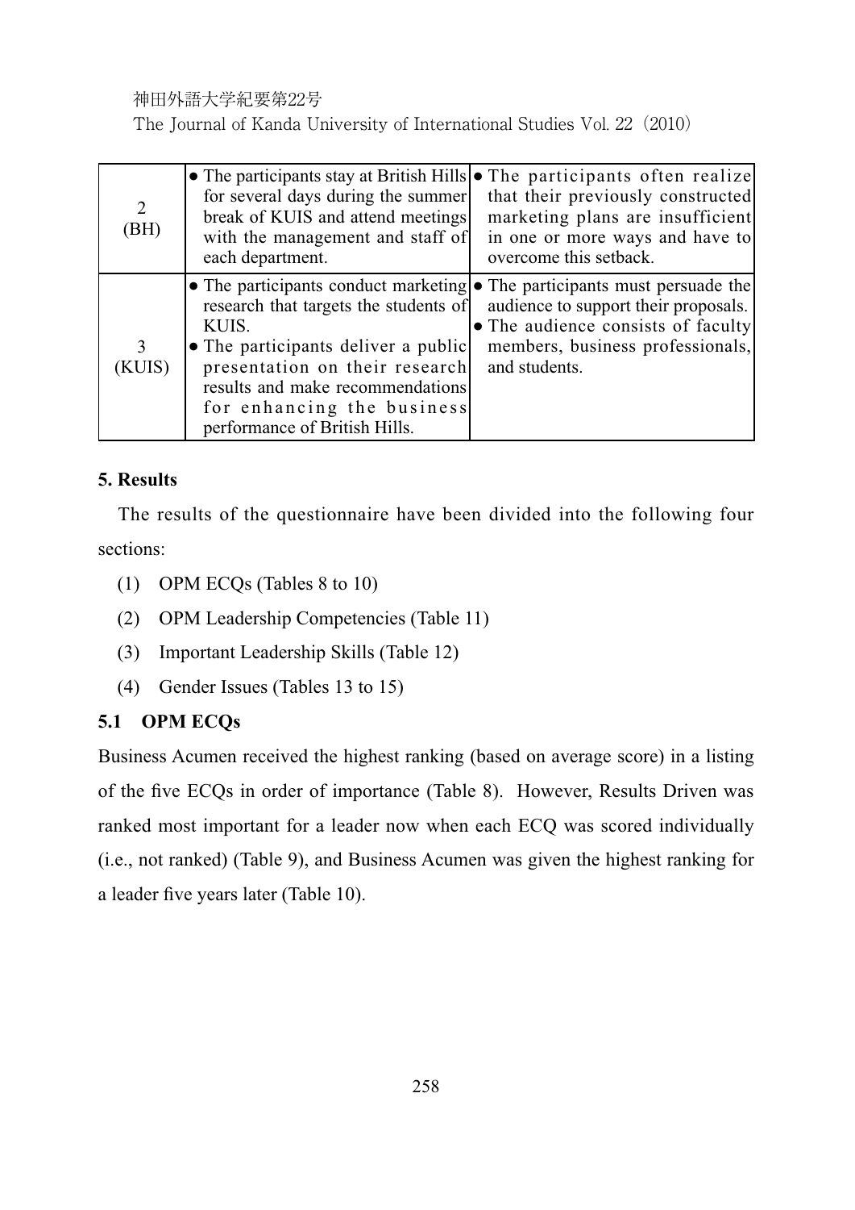| 2 (BH) | • The participants stay at British Hills for several days during the summer break of KUIS and attend meetings with the management and staff of each department. | • The participants often realize that their previously constructed marketing plans are insufficient in one or more ways and have to overcome this setback. |
|---|---|---|
| 3 (KUIS) | • The participants conduct marketing research that targets the students of KUIS.<br>• The participants deliver a public presentation on their research results and make recommendations for enhancing the business performance of British Hills. | • The participants must persuade the audience to support their proposals.<br>• The audience consists of faculty members, business professionals, and students. |

## 5. Results

The results of the questionnaire have been divided into the following four sections:

(1) OPM ECQs (Tables 8 to 10)

(2) OPM Leadership Competencies (Table 11)

(3) Important Leadership Skills (Table 12)

(4) Gender Issues (Tables 13 to 15)

### 5.1 OPM ECQs

Business Acumen received the highest ranking (based on average score) in a listing of the five ECQs in order of importance (Table 8). However, Results Driven was ranked most important for a leader now when each ECQ was scored individually (i.e., not ranked) (Table 9), and Business Acumen was given the highest ranking for a leader five years later (Table 10).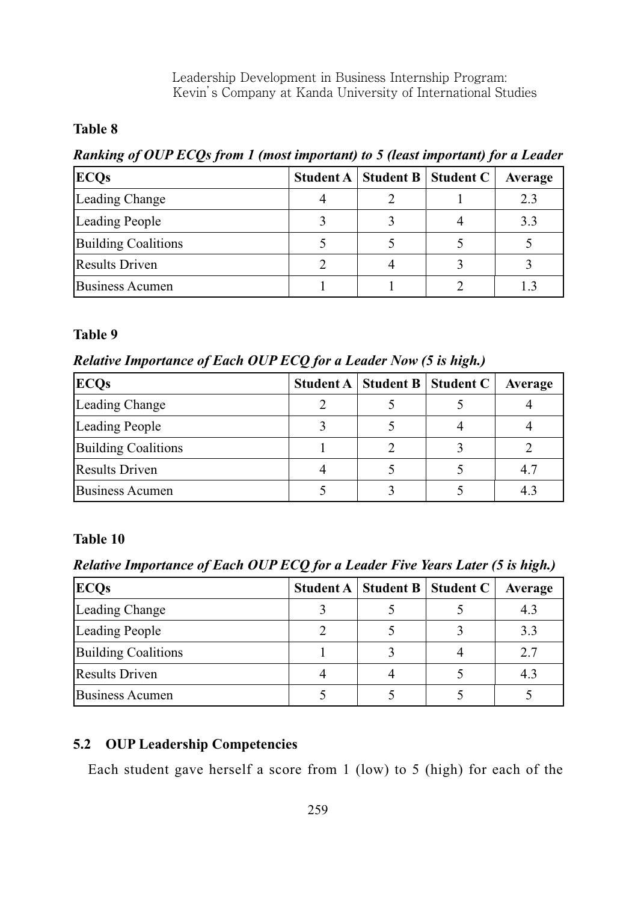**Table 8**

***Ranking of OUP ECQs from 1 (most important) to 5 (least important) for a Leader***

| ECQs | Student A | Student B | Student C | Average |
|---|---|---|---|---|
| Leading Change | 4 | 2 | 1 | 2.3 |
| Leading People | 3 | 3 | 4 | 3.3 |
| Building Coalitions | 5 | 5 | 5 | 5 |
| Results Driven | 2 | 4 | 3 | 3 |
| Business Acumen | 1 | 1 | 2 | 1.3 |

**Table 9**

***Relative Importance of Each OUP ECQ for a Leader Now (5 is high.)***

| ECQs | Student A | Student B | Student C | Average |
|---|---|---|---|---|
| Leading Change | 2 | 5 | 5 | 4 |
| Leading People | 3 | 5 | 4 | 4 |
| Building Coalitions | 1 | 2 | 3 | 2 |
| Results Driven | 4 | 5 | 5 | 4.7 |
| Business Acumen | 5 | 3 | 5 | 4.3 |

**Table 10**

***Relative Importance of Each OUP ECQ for a Leader Five Years Later (5 is high.)***

| ECQs | Student A | Student B | Student C | Average |
|---|---|---|---|---|
| Leading Change | 3 | 5 | 5 | 4.3 |
| Leading People | 2 | 5 | 3 | 3.3 |
| Building Coalitions | 1 | 3 | 4 | 2.7 |
| Results Driven | 4 | 4 | 5 | 4.3 |
| Business Acumen | 5 | 5 | 5 | 5 |

### 5.2 OUP Leadership Competencies

Each student gave herself a score from 1 (low) to 5 (high) for each of the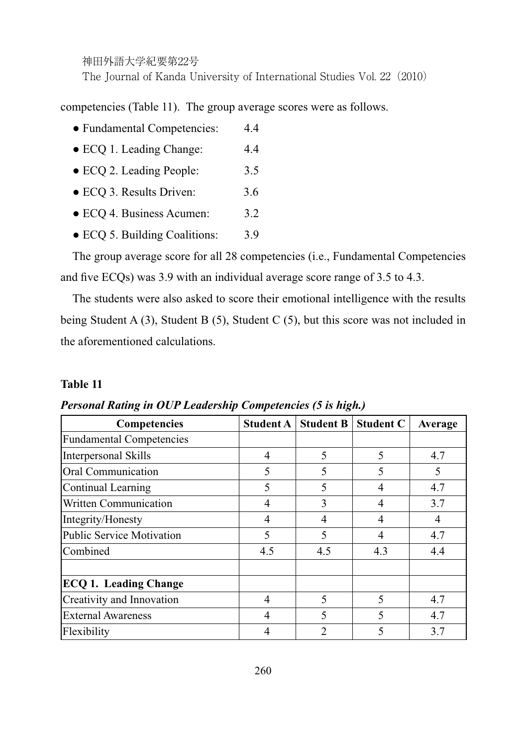competencies (Table 11). The group average scores were as follows.

- Fundamental Competencies: 4.4
- ECQ 1. Leading Change: 4.4
- ECQ 2. Leading People: 3.5
- ECQ 3. Results Driven: 3.6
- ECQ 4. Business Acumen: 3.2
- ECQ 5. Building Coalitions: 3.9

The group average score for all 28 competencies (i.e., Fundamental Competencies and five ECQs) was 3.9 with an individual average score range of 3.5 to 4.3.

The students were also asked to score their emotional intelligence with the results being Student A (3), Student B (5), Student C (5), but this score was not included in the aforementioned calculations.

**Table 11**

***Personal Rating in OUP Leadership Competencies (5 is high.)***

| Competencies | Student A | Student B | Student C | Average |
|---|---|---|---|---|
| Fundamental Competencies | | | | |
| Interpersonal Skills | 4 | 5 | 5 | 4.7 |
| Oral Communication | 5 | 5 | 5 | 5 |
| Continual Learning | 5 | 5 | 4 | 4.7 |
| Written Communication | 4 | 3 | 4 | 3.7 |
| Integrity/Honesty | 4 | 4 | 4 | 4 |
| Public Service Motivation | 5 | 5 | 4 | 4.7 |
| Combined | 4.5 | 4.5 | 4.3 | 4.4 |
| | | | | |
| **ECQ 1. Leading Change** | | | | |
| Creativity and Innovation | 4 | 5 | 5 | 4.7 |
| External Awareness | 4 | 5 | 5 | 4.7 |
| Flexibility | 4 | 2 | 5 | 3.7 |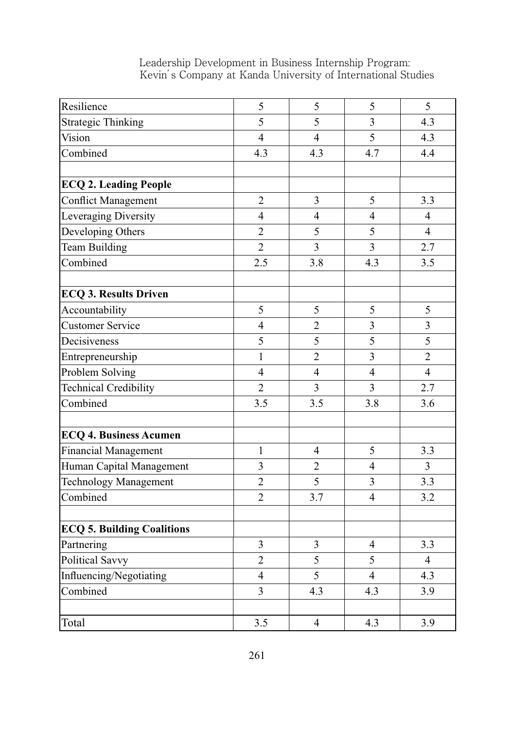| Resilience | 5 | 5 | 5 | 5 |
|---|---|---|---|---|
| Strategic Thinking | 5 | 5 | 3 | 4.3 |
| Vision | 4 | 4 | 5 | 4.3 |
| Combined | 4.3 | 4.3 | 4.7 | 4.4 |
| | | | | |
| **ECQ 2. Leading People** | | | | |
| Conflict Management | 2 | 3 | 5 | 3.3 |
| Leveraging Diversity | 4 | 4 | 4 | 4 |
| Developing Others | 2 | 5 | 5 | 4 |
| Team Building | 2 | 3 | 3 | 2.7 |
| Combined | 2.5 | 3.8 | 4.3 | 3.5 |
| | | | | |
| **ECQ 3. Results Driven** | | | | |
| Accountability | 5 | 5 | 5 | 5 |
| Customer Service | 4 | 2 | 3 | 3 |
| Decisiveness | 5 | 5 | 5 | 5 |
| Entrepreneurship | 1 | 2 | 3 | 2 |
| Problem Solving | 4 | 4 | 4 | 4 |
| Technical Credibility | 2 | 3 | 3 | 2.7 |
| Combined | 3.5 | 3.5 | 3.8 | 3.6 |
| | | | | |
| **ECQ 4. Business Acumen** | | | | |
| Financial Management | 1 | 4 | 5 | 3.3 |
| Human Capital Management | 3 | 2 | 4 | 3 |
| Technology Management | 2 | 5 | 3 | 3.3 |
| Combined | 2 | 3.7 | 4 | 3.2 |
| | | | | |
| **ECQ 5. Building Coalitions** | | | | |
| Partnering | 3 | 3 | 4 | 3.3 |
| Political Savvy | 2 | 5 | 5 | 4 |
| Influencing/Negotiating | 4 | 5 | 4 | 4.3 |
| Combined | 3 | 4.3 | 4.3 | 3.9 |
| | | | | |
| Total | 3.5 | 4 | 4.3 | 3.9 |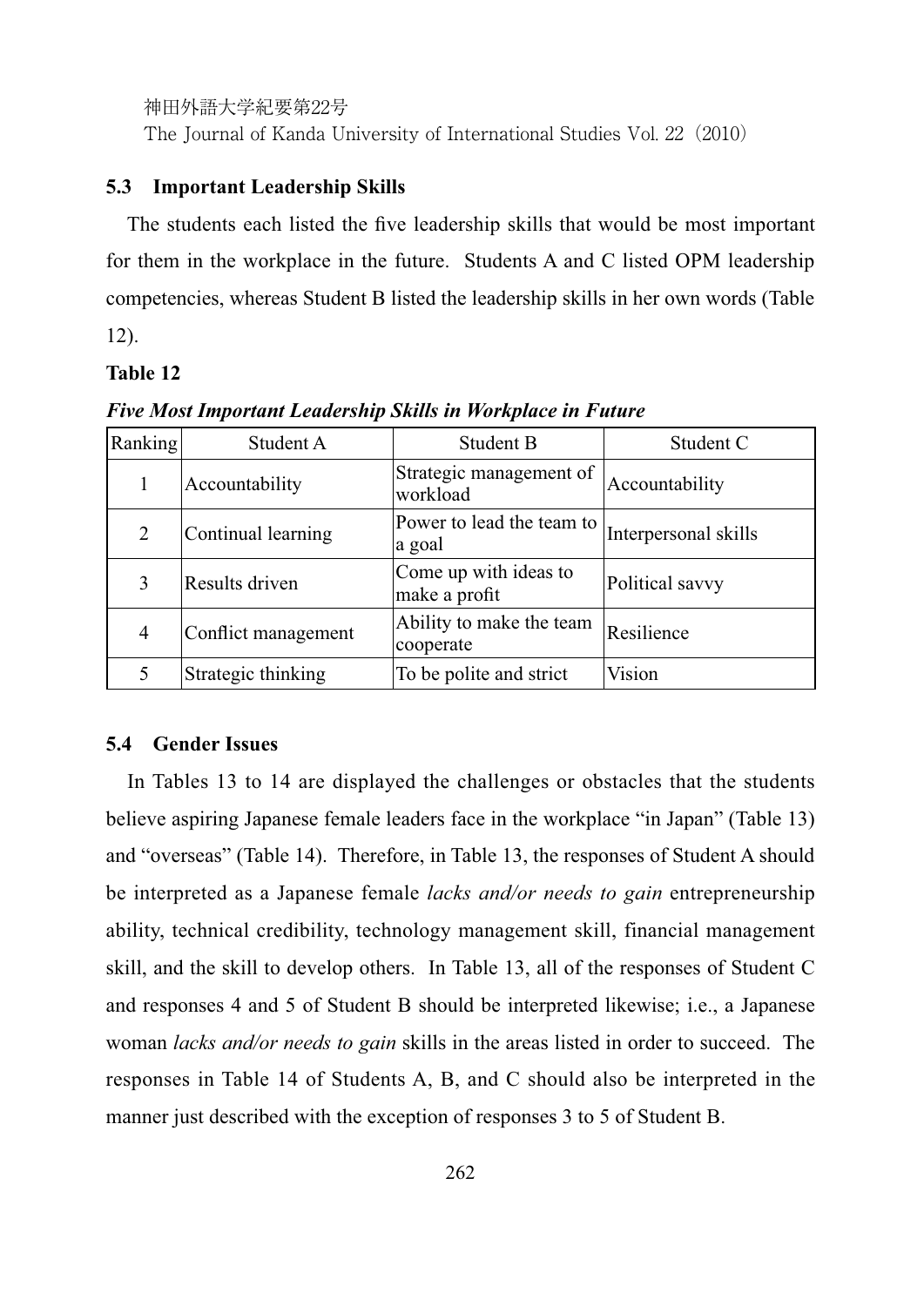### 5.3 Important Leadership Skills

The students each listed the five leadership skills that would be most important for them in the workplace in the future. Students A and C listed OPM leadership competencies, whereas Student B listed the leadership skills in her own words (Table 12).

**Table 12**

***Five Most Important Leadership Skills in Workplace in Future***

| Ranking | Student A | Student B | Student C |
| --- | --- | --- | --- |
| 1 | Accountability | Strategic management of workload | Accountability |
| 2 | Continual learning | Power to lead the team to a goal | Interpersonal skills |
| 3 | Results driven | Come up with ideas to make a profit | Political savvy |
| 4 | Conflict management | Ability to make the team cooperate | Resilience |
| 5 | Strategic thinking | To be polite and strict | Vision |

### 5.4 Gender Issues

In Tables 13 to 14 are displayed the challenges or obstacles that the students believe aspiring Japanese female leaders face in the workplace "in Japan" (Table 13) and "overseas" (Table 14). Therefore, in Table 13, the responses of Student A should be interpreted as a Japanese female *lacks and/or needs to gain* entrepreneurship ability, technical credibility, technology management skill, financial management skill, and the skill to develop others. In Table 13, all of the responses of Student C and responses 4 and 5 of Student B should be interpreted likewise; i.e., a Japanese woman *lacks and/or needs to gain* skills in the areas listed in order to succeed. The responses in Table 14 of Students A, B, and C should also be interpreted in the manner just described with the exception of responses 3 to 5 of Student B.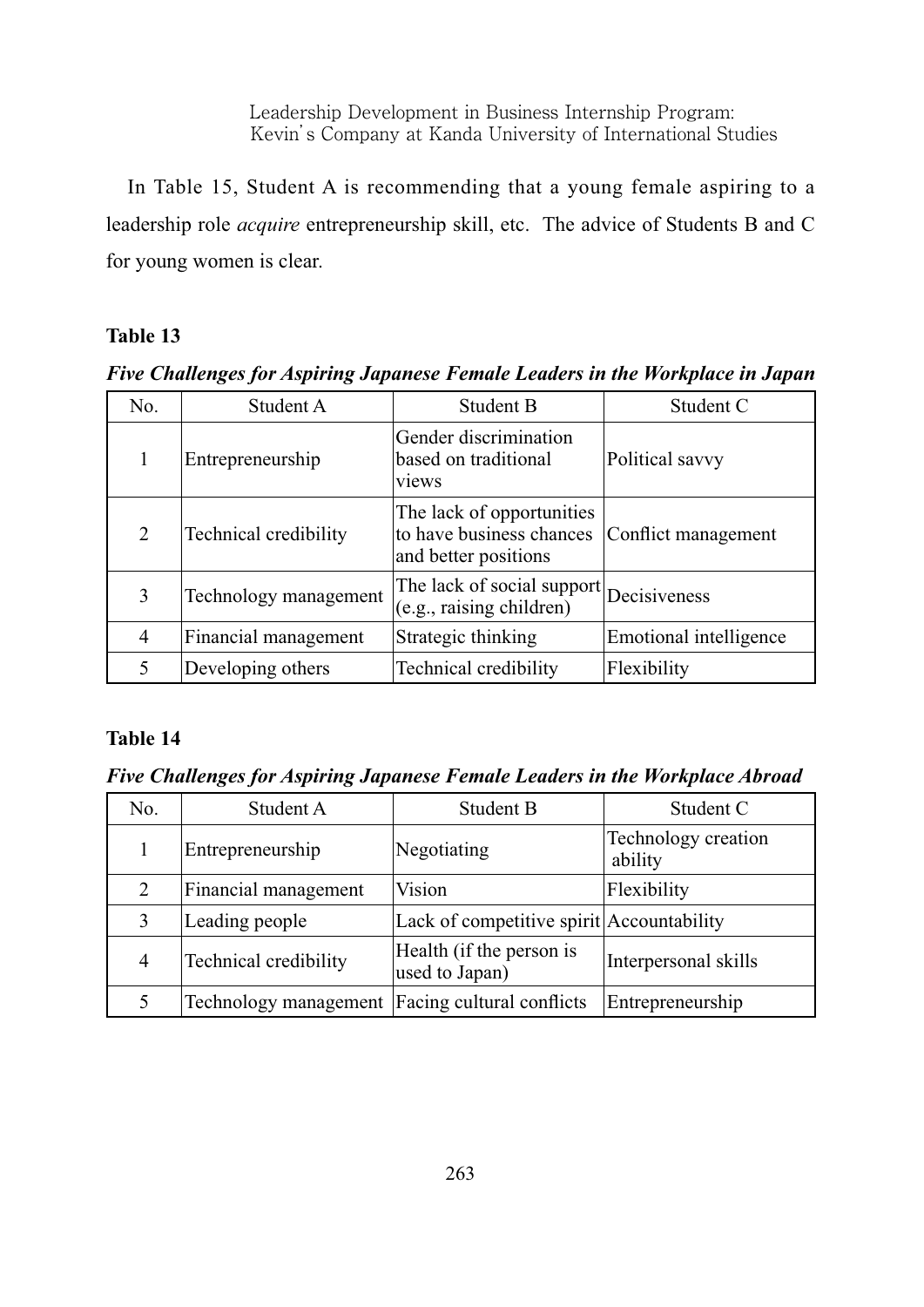In Table 15, Student A is recommending that a young female aspiring to a leadership role *acquire* entrepreneurship skill, etc. The advice of Students B and C for young women is clear.

**Table 13**

***Five Challenges for Aspiring Japanese Female Leaders in the Workplace in Japan***

| No. | Student A | Student B | Student C |
|---|---|---|---|
| 1 | Entrepreneurship | Gender discrimination based on traditional views | Political savvy |
| 2 | Technical credibility | The lack of opportunities to have business chances and better positions | Conflict management |
| 3 | Technology management | The lack of social support (e.g., raising children) | Decisiveness |
| 4 | Financial management | Strategic thinking | Emotional intelligence |
| 5 | Developing others | Technical credibility | Flexibility |

**Table 14**

***Five Challenges for Aspiring Japanese Female Leaders in the Workplace Abroad***

| No. | Student A | Student B | Student C |
|---|---|---|---|
| 1 | Entrepreneurship | Negotiating | Technology creation ability |
| 2 | Financial management | Vision | Flexibility |
| 3 | Leading people | Lack of competitive spirit | Accountability |
| 4 | Technical credibility | Health (if the person is used to Japan) | Interpersonal skills |
| 5 | Technology management | Facing cultural conflicts | Entrepreneurship |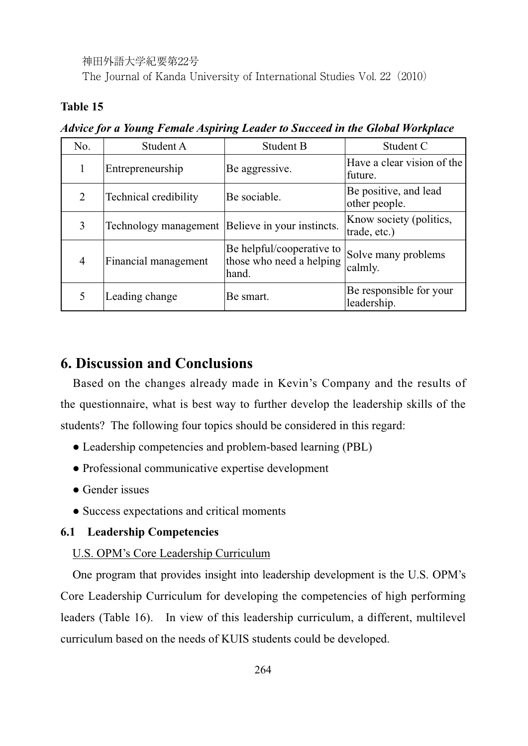**Table 15**

***Advice for a Young Female Aspiring Leader to Succeed in the Global Workplace***

| No. | Student A | Student B | Student C |
|---|---|---|---|
| 1 | Entrepreneurship | Be aggressive. | Have a clear vision of the future. |
| 2 | Technical credibility | Be sociable. | Be positive, and lead other people. |
| 3 | Technology management | Believe in your instincts. | Know society (politics, trade, etc.) |
| 4 | Financial management | Be helpful/cooperative to those who need a helping hand. | Solve many problems calmly. |
| 5 | Leading change | Be smart. | Be responsible for your leadership. |

## 6. Discussion and Conclusions

Based on the changes already made in Kevin's Company and the results of the questionnaire, what is best way to further develop the leadership skills of the students? The following four topics should be considered in this regard:

- Leadership competencies and problem-based learning (PBL)
- Professional communicative expertise development
- Gender issues
- Success expectations and critical moments

### 6.1 Leadership Competencies

U.S. OPM's Core Leadership Curriculum

One program that provides insight into leadership development is the U.S. OPM's Core Leadership Curriculum for developing the competencies of high performing leaders (Table 16). In view of this leadership curriculum, a different, multilevel curriculum based on the needs of KUIS students could be developed.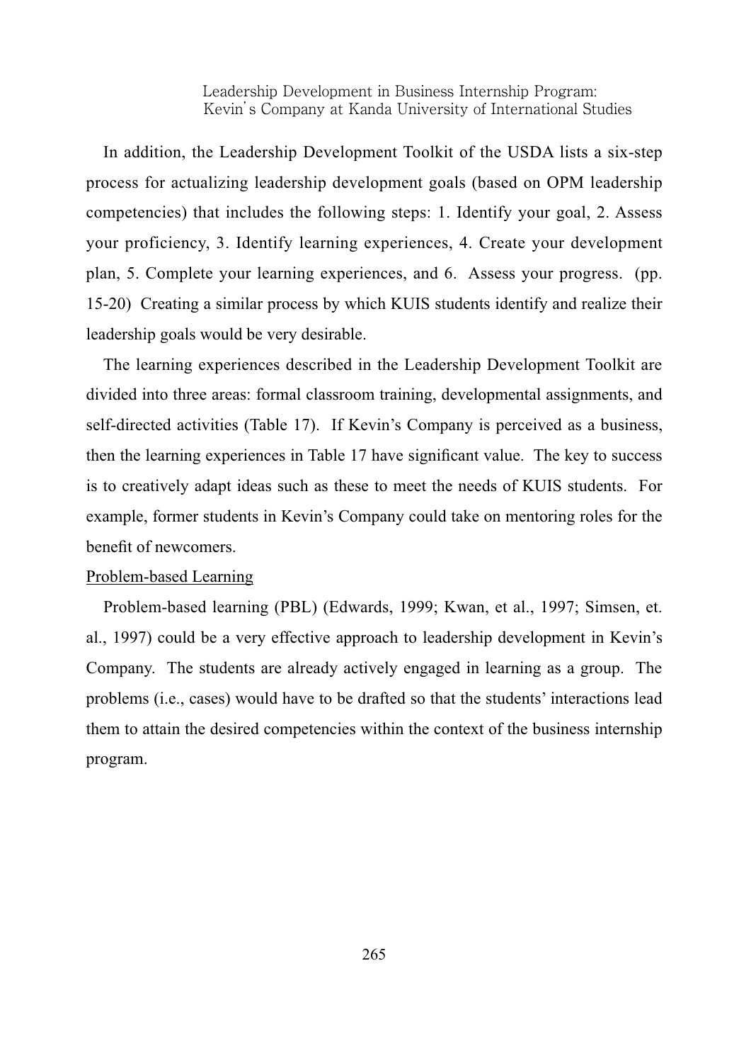In addition, the Leadership Development Toolkit of the USDA lists a six-step process for actualizing leadership development goals (based on OPM leadership competencies) that includes the following steps: 1. Identify your goal, 2. Assess your proficiency, 3. Identify learning experiences, 4. Create your development plan, 5. Complete your learning experiences, and 6. Assess your progress. (pp. 15-20) Creating a similar process by which KUIS students identify and realize their leadership goals would be very desirable.

The learning experiences described in the Leadership Development Toolkit are divided into three areas: formal classroom training, developmental assignments, and self-directed activities (Table 17). If Kevin's Company is perceived as a business, then the learning experiences in Table 17 have significant value. The key to success is to creatively adapt ideas such as these to meet the needs of KUIS students. For example, former students in Kevin's Company could take on mentoring roles for the benefit of newcomers.

<u>Problem-based Learning</u>

Problem-based learning (PBL) (Edwards, 1999; Kwan, et al., 1997; Simsen, et. al., 1997) could be a very effective approach to leadership development in Kevin's Company. The students are already actively engaged in learning as a group. The problems (i.e., cases) would have to be drafted so that the students' interactions lead them to attain the desired competencies within the context of the business internship program.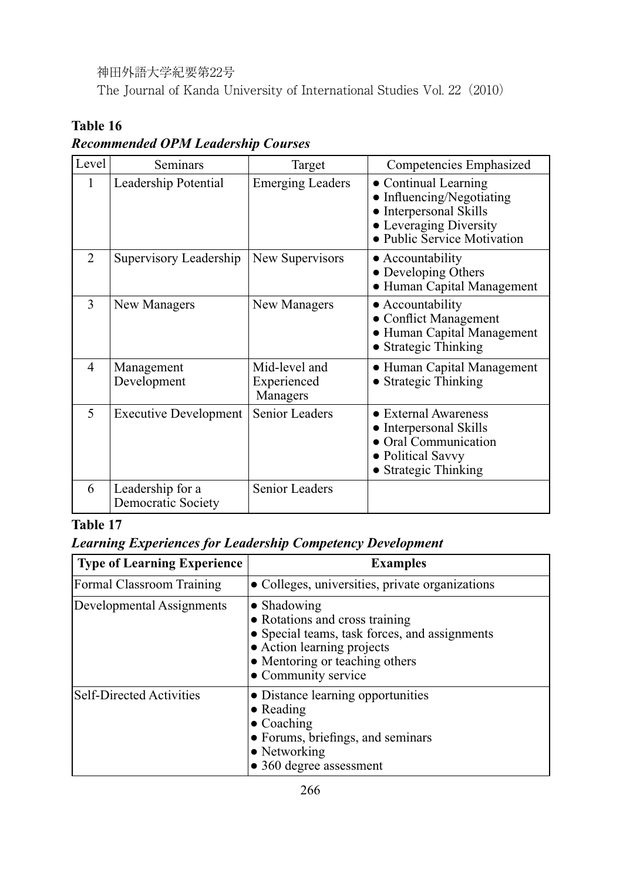**Table 16**

***Recommended OPM Leadership Courses***

| Level | Seminars | Target | Competencies Emphasized |
|---|---|---|---|
| 1 | Leadership Potential | Emerging Leaders | • Continual Learning<br>• Influencing/Negotiating<br>• Interpersonal Skills<br>• Leveraging Diversity<br>• Public Service Motivation |
| 2 | Supervisory Leadership | New Supervisors | • Accountability<br>• Developing Others<br>• Human Capital Management |
| 3 | New Managers | New Managers | • Accountability<br>• Conflict Management<br>• Human Capital Management<br>• Strategic Thinking |
| 4 | Management Development | Mid-level and Experienced Managers | • Human Capital Management<br>• Strategic Thinking |
| 5 | Executive Development | Senior Leaders | • External Awareness<br>• Interpersonal Skills<br>• Oral Communication<br>• Political Savvy<br>• Strategic Thinking |
| 6 | Leadership for a Democratic Society | Senior Leaders | |

**Table 17**

***Learning Experiences for Leadership Competency Development***

| **Type of Learning Experience** | **Examples** |
|---|---|
| Formal Classroom Training | • Colleges, universities, private organizations |
| Developmental Assignments | • Shadowing<br>• Rotations and cross training<br>• Special teams, task forces, and assignments<br>• Action learning projects<br>• Mentoring or teaching others<br>• Community service |
| Self-Directed Activities | • Distance learning opportunities<br>• Reading<br>• Coaching<br>• Forums, briefings, and seminars<br>• Networking<br>• 360 degree assessment |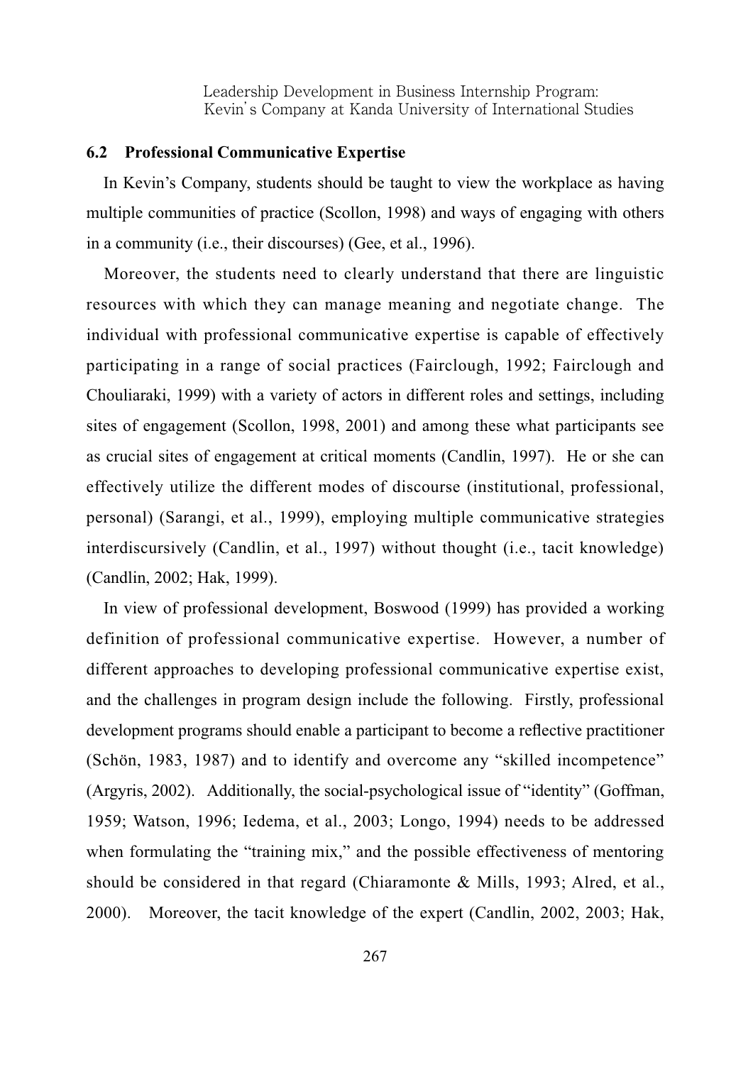## 6.2 Professional Communicative Expertise

In Kevin's Company, students should be taught to view the workplace as having multiple communities of practice (Scollon, 1998) and ways of engaging with others in a community (i.e., their discourses) (Gee, et al., 1996).

Moreover, the students need to clearly understand that there are linguistic resources with which they can manage meaning and negotiate change. The individual with professional communicative expertise is capable of effectively participating in a range of social practices (Fairclough, 1992; Fairclough and Chouliaraki, 1999) with a variety of actors in different roles and settings, including sites of engagement (Scollon, 1998, 2001) and among these what participants see as crucial sites of engagement at critical moments (Candlin, 1997). He or she can effectively utilize the different modes of discourse (institutional, professional, personal) (Sarangi, et al., 1999), employing multiple communicative strategies interdiscursively (Candlin, et al., 1997) without thought (i.e., tacit knowledge) (Candlin, 2002; Hak, 1999).

In view of professional development, Boswood (1999) has provided a working definition of professional communicative expertise. However, a number of different approaches to developing professional communicative expertise exist, and the challenges in program design include the following. Firstly, professional development programs should enable a participant to become a reflective practitioner (Schön, 1983, 1987) and to identify and overcome any "skilled incompetence" (Argyris, 2002). Additionally, the social-psychological issue of "identity" (Goffman, 1959; Watson, 1996; Iedema, et al., 2003; Longo, 1994) needs to be addressed when formulating the "training mix," and the possible effectiveness of mentoring should be considered in that regard (Chiaramonte & Mills, 1993; Alred, et al., 2000). Moreover, the tacit knowledge of the expert (Candlin, 2002, 2003; Hak,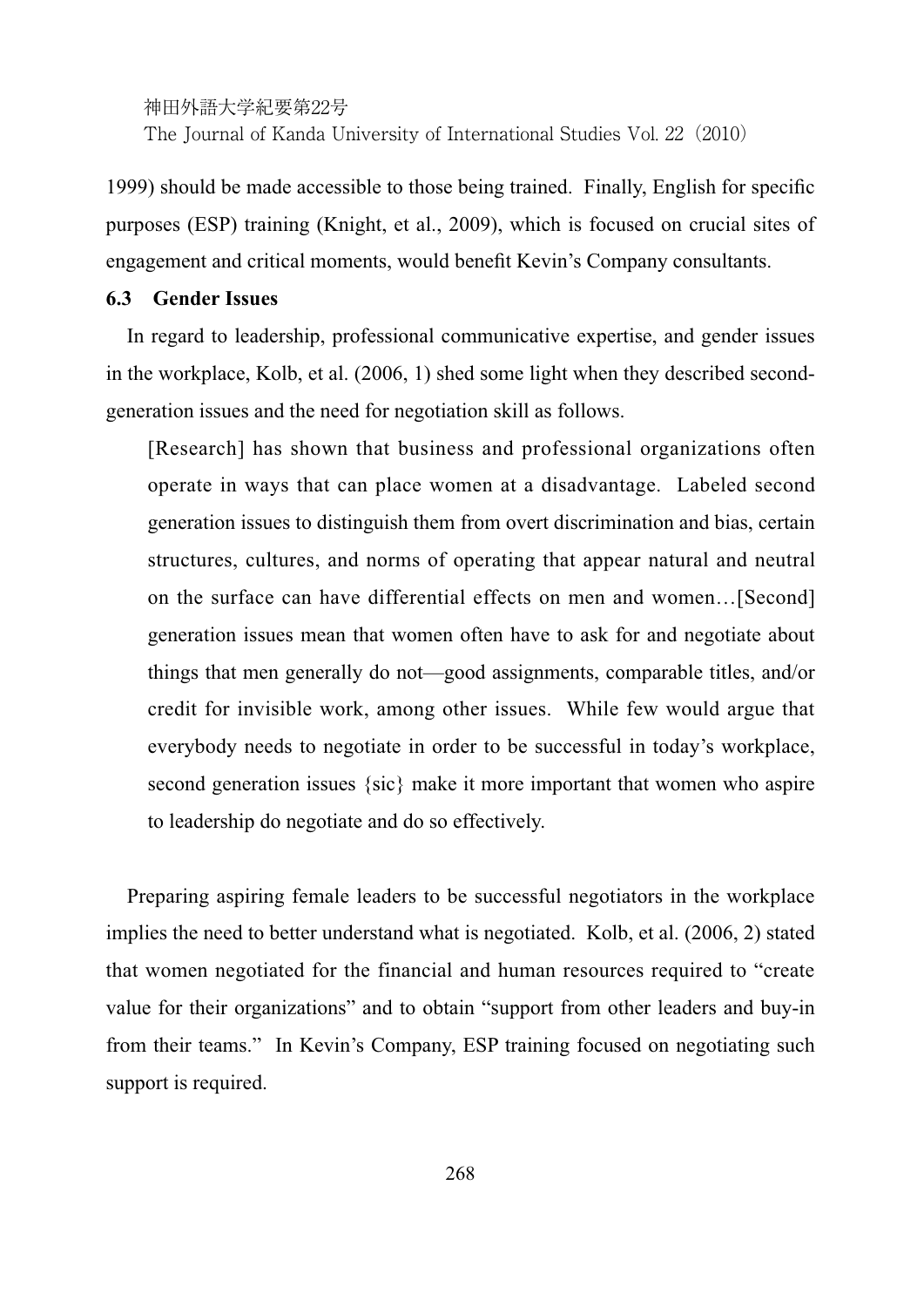1999) should be made accessible to those being trained. Finally, English for specific purposes (ESP) training (Knight, et al., 2009), which is focused on crucial sites of engagement and critical moments, would benefit Kevin's Company consultants.

### 6.3 Gender Issues

In regard to leadership, professional communicative expertise, and gender issues in the workplace, Kolb, et al. (2006, 1) shed some light when they described second-generation issues and the need for negotiation skill as follows.

> [Research] has shown that business and professional organizations often operate in ways that can place women at a disadvantage. Labeled second generation issues to distinguish them from overt discrimination and bias, certain structures, cultures, and norms of operating that appear natural and neutral on the surface can have differential effects on men and women…[Second] generation issues mean that women often have to ask for and negotiate about things that men generally do not—good assignments, comparable titles, and/or credit for invisible work, among other issues. While few would argue that everybody needs to negotiate in order to be successful in today's workplace, second generation issues {sic} make it more important that women who aspire to leadership do negotiate and do so effectively.

Preparing aspiring female leaders to be successful negotiators in the workplace implies the need to better understand what is negotiated. Kolb, et al. (2006, 2) stated that women negotiated for the financial and human resources required to "create value for their organizations" and to obtain "support from other leaders and buy-in from their teams." In Kevin's Company, ESP training focused on negotiating such support is required.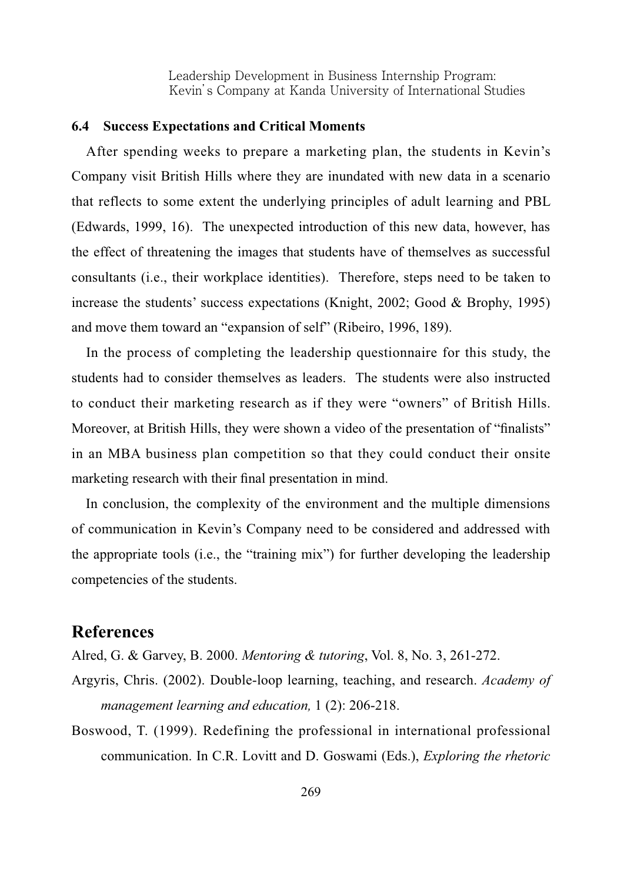### 6.4 Success Expectations and Critical Moments

After spending weeks to prepare a marketing plan, the students in Kevin's Company visit British Hills where they are inundated with new data in a scenario that reflects to some extent the underlying principles of adult learning and PBL (Edwards, 1999, 16). The unexpected introduction of this new data, however, has the effect of threatening the images that students have of themselves as successful consultants (i.e., their workplace identities). Therefore, steps need to be taken to increase the students' success expectations (Knight, 2002; Good & Brophy, 1995) and move them toward an "expansion of self" (Ribeiro, 1996, 189).

In the process of completing the leadership questionnaire for this study, the students had to consider themselves as leaders. The students were also instructed to conduct their marketing research as if they were "owners" of British Hills. Moreover, at British Hills, they were shown a video of the presentation of "finalists" in an MBA business plan competition so that they could conduct their onsite marketing research with their final presentation in mind.

In conclusion, the complexity of the environment and the multiple dimensions of communication in Kevin's Company need to be considered and addressed with the appropriate tools (i.e., the "training mix") for further developing the leadership competencies of the students.

## References

Alred, G. & Garvey, B. 2000. *Mentoring & tutoring*, Vol. 8, No. 3, 261-272.

Argyris, Chris. (2002). Double-loop learning, teaching, and research. *Academy of management learning and education,* 1 (2): 206-218.

Boswood, T. (1999). Redefining the professional in international professional communication. In C.R. Lovitt and D. Goswami (Eds.), *Exploring the rhetoric*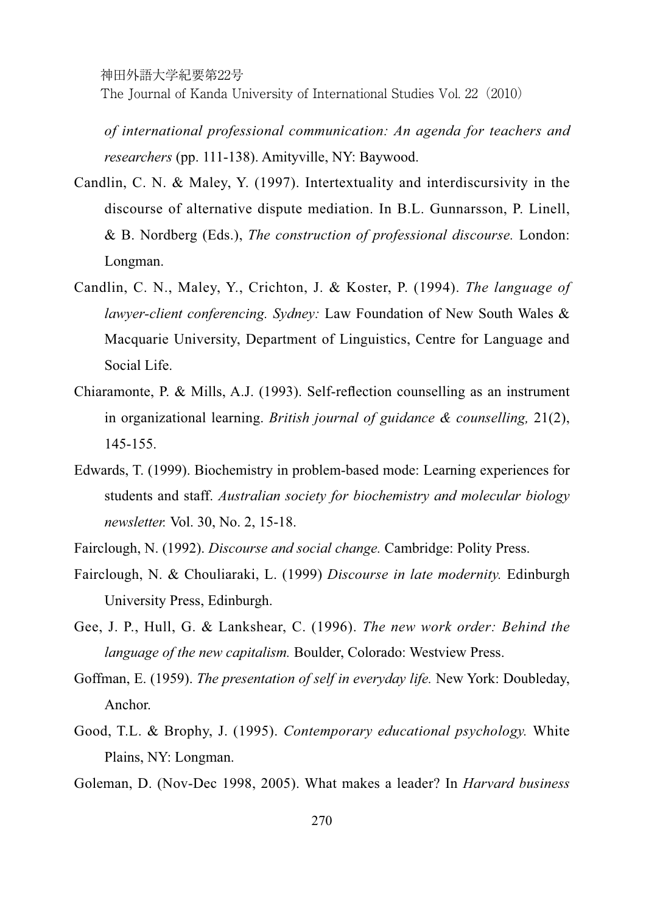*of international professional communication: An agenda for teachers and researchers* (pp. 111-138). Amityville, NY: Baywood.

Candlin, C. N. & Maley, Y. (1997). Intertextuality and interdiscursivity in the discourse of alternative dispute mediation. In B.L. Gunnarsson, P. Linell, & B. Nordberg (Eds.), *The construction of professional discourse.* London: Longman.

Candlin, C. N., Maley, Y., Crichton, J. & Koster, P. (1994). *The language of lawyer-client conferencing. Sydney:* Law Foundation of New South Wales & Macquarie University, Department of Linguistics, Centre for Language and Social Life.

Chiaramonte, P. & Mills, A.J. (1993). Self-reflection counselling as an instrument in organizational learning. *British journal of guidance & counselling,* 21(2), 145-155.

Edwards, T. (1999). Biochemistry in problem-based mode: Learning experiences for students and staff. *Australian society for biochemistry and molecular biology newsletter.* Vol. 30, No. 2, 15-18.

Fairclough, N. (1992). *Discourse and social change.* Cambridge: Polity Press.

Fairclough, N. & Chouliaraki, L. (1999) *Discourse in late modernity.* Edinburgh University Press, Edinburgh.

Gee, J. P., Hull, G. & Lankshear, C. (1996). *The new work order: Behind the language of the new capitalism.* Boulder, Colorado: Westview Press.

Goffman, E. (1959). *The presentation of self in everyday life.* New York: Doubleday, Anchor.

Good, T.L. & Brophy, J. (1995). *Contemporary educational psychology.* White Plains, NY: Longman.

Goleman, D. (Nov-Dec 1998, 2005). What makes a leader? In *Harvard business*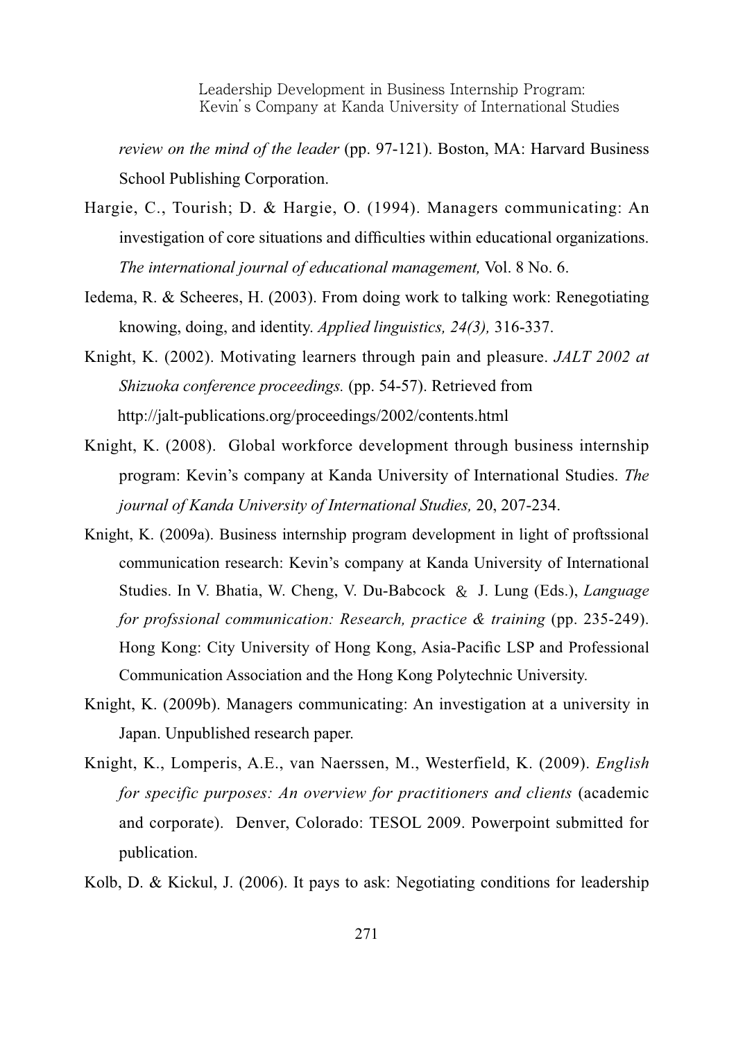*review on the mind of the leader* (pp. 97-121). Boston, MA: Harvard Business School Publishing Corporation.

Hargie, C., Tourish; D. & Hargie, O. (1994). Managers communicating: An investigation of core situations and difficulties within educational organizations. *The international journal of educational management,* Vol. 8 No. 6.

Iedema, R. & Scheeres, H. (2003). From doing work to talking work: Renegotiating knowing, doing, and identity. *Applied linguistics, 24(3),* 316-337.

Knight, K. (2002). Motivating learners through pain and pleasure. *JALT 2002 at Shizuoka conference proceedings.* (pp. 54-57). Retrieved from http://jalt-publications.org/proceedings/2002/contents.html

Knight, K. (2008). Global workforce development through business internship program: Kevin's company at Kanda University of International Studies. *The journal of Kanda University of International Studies,* 20, 207-234.

Knight, K. (2009a). Business internship program development in light of proftssional communication research: Kevin's company at Kanda University of International Studies. In V. Bhatia, W. Cheng, V. Du-Babcock & J. Lung (Eds.), *Language for profssional communication: Research, practice & training* (pp. 235-249). Hong Kong: City University of Hong Kong, Asia-Pacific LSP and Professional Communication Association and the Hong Kong Polytechnic University.

Knight, K. (2009b). Managers communicating: An investigation at a university in Japan. Unpublished research paper.

Knight, K., Lomperis, A.E., van Naerssen, M., Westerfield, K. (2009). *English for specific purposes: An overview for practitioners and clients* (academic and corporate). Denver, Colorado: TESOL 2009. Powerpoint submitted for publication.

Kolb, D. & Kickul, J. (2006). It pays to ask: Negotiating conditions for leadership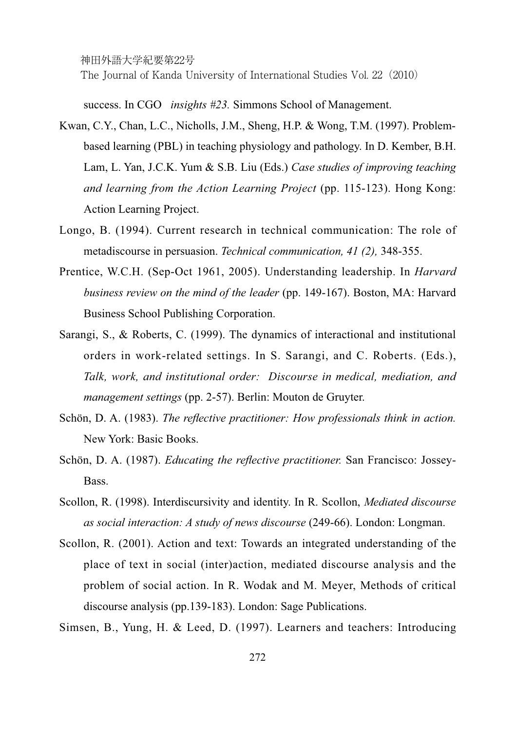success. In CGO *insights #23.* Simmons School of Management.

Kwan, C.Y., Chan, L.C., Nicholls, J.M., Sheng, H.P. & Wong, T.M. (1997). Problem-based learning (PBL) in teaching physiology and pathology. In D. Kember, B.H. Lam, L. Yan, J.C.K. Yum & S.B. Liu (Eds.) *Case studies of improving teaching and learning from the Action Learning Project* (pp. 115-123). Hong Kong: Action Learning Project.

Longo, B. (1994). Current research in technical communication: The role of metadiscourse in persuasion. *Technical communication, 41 (2),* 348-355.

Prentice, W.C.H. (Sep-Oct 1961, 2005). Understanding leadership. In *Harvard business review on the mind of the leader* (pp. 149-167). Boston, MA: Harvard Business School Publishing Corporation.

Sarangi, S., & Roberts, C. (1999). The dynamics of interactional and institutional orders in work-related settings. In S. Sarangi, and C. Roberts. (Eds.), *Talk, work, and institutional order: Discourse in medical, mediation, and management settings* (pp. 2-57). Berlin: Mouton de Gruyter.

Schön, D. A. (1983). *The reflective practitioner: How professionals think in action.* New York: Basic Books.

Schön, D. A. (1987). *Educating the reflective practitioner.* San Francisco: Jossey-Bass.

Scollon, R. (1998). Interdiscursivity and identity. In R. Scollon, *Mediated discourse as social interaction: A study of news discourse* (249-66). London: Longman.

Scollon, R. (2001). Action and text: Towards an integrated understanding of the place of text in social (inter)action, mediated discourse analysis and the problem of social action. In R. Wodak and M. Meyer, Methods of critical discourse analysis (pp.139-183). London: Sage Publications.

Simsen, B., Yung, H. & Leed, D. (1997). Learners and teachers: Introducing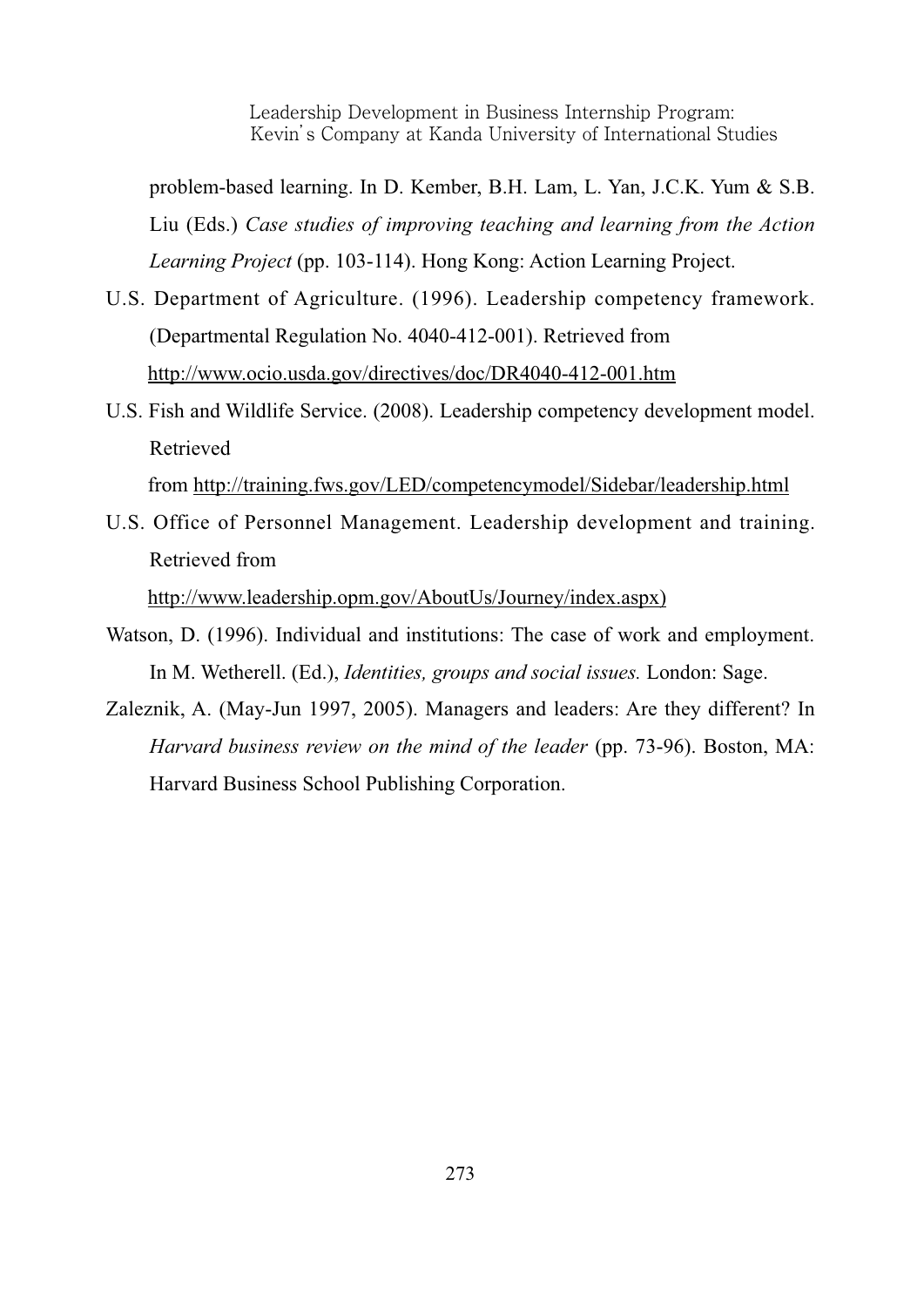problem-based learning. In D. Kember, B.H. Lam, L. Yan, J.C.K. Yum & S.B. Liu (Eds.) *Case studies of improving teaching and learning from the Action Learning Project* (pp. 103-114). Hong Kong: Action Learning Project.

U.S. Department of Agriculture. (1996). Leadership competency framework. (Departmental Regulation No. 4040-412-001). Retrieved from http://www.ocio.usda.gov/directives/doc/DR4040-412-001.htm

U.S. Fish and Wildlife Service. (2008). Leadership competency development model. Retrieved from http://training.fws.gov/LED/competencymodel/Sidebar/leadership.html

U.S. Office of Personnel Management. Leadership development and training. Retrieved from http://www.leadership.opm.gov/AboutUs/Journey/index.aspx)

Watson, D. (1996). Individual and institutions: The case of work and employment. In M. Wetherell. (Ed.), *Identities, groups and social issues.* London: Sage.

Zaleznik, A. (May-Jun 1997, 2005). Managers and leaders: Are they different? In *Harvard business review on the mind of the leader* (pp. 73-96). Boston, MA: Harvard Business School Publishing Corporation.